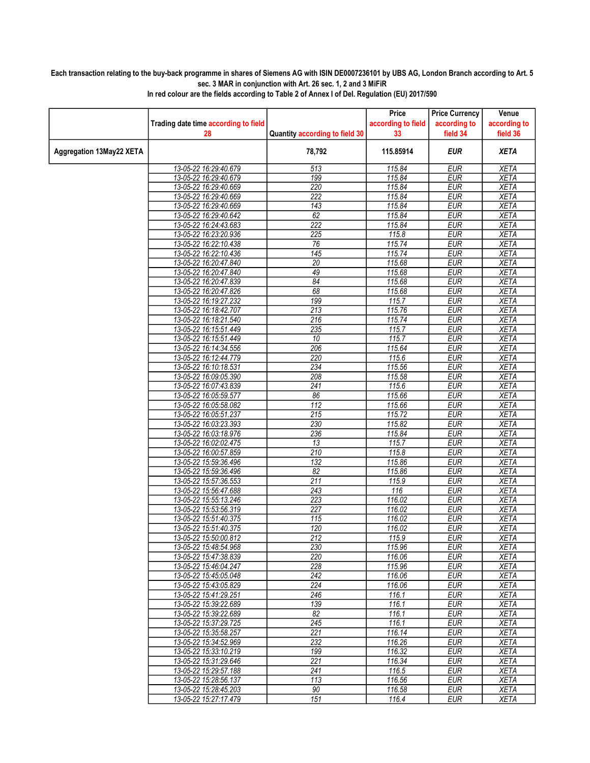**Each transaction relating to the buy-back programme in shares of Siemens AG with ISIN DE0007236101 by UBS AG, London Branch according to Art. 5 sec. 3 MAR in conjunction with Art. 26 sec. 1, 2 and 3 MiFiR**

**In red colour are the fields according to Table 2 of Annex I of Del. Regulation (EU) 2017/590**

| | Trading date time according to field 28 | Quantity according to field 30 | Price according to field 33 | Price Currency according to field 34 | Venue according to field 36 |
|---|---|---|---|---|---|
| **Aggregation 13May22 XETA** | | **78,792** | **115.85914** | ***EUR*** | ***XETA*** |
| | 13-05-22 16:29:40.679 | 513 | 115.84 | EUR | XETA |
| | 13-05-22 16:29:40.679 | 199 | 115.84 | EUR | XETA |
| | 13-05-22 16:29:40.669 | 220 | 115.84 | EUR | XETA |
| | 13-05-22 16:29:40.669 | 222 | 115.84 | EUR | XETA |
| | 13-05-22 16:29:40.669 | 143 | 115.84 | EUR | XETA |
| | 13-05-22 16:29:40.642 | 62 | 115.84 | EUR | XETA |
| | 13-05-22 16:24:43.683 | 222 | 115.84 | EUR | XETA |
| | 13-05-22 16:23:20.936 | 225 | 115.8 | EUR | XETA |
| | 13-05-22 16:22:10.438 | 76 | 115.74 | EUR | XETA |
| | 13-05-22 16:22:10.436 | 145 | 115.74 | EUR | XETA |
| | 13-05-22 16:20:47.840 | 20 | 115.68 | EUR | XETA |
| | 13-05-22 16:20:47.840 | 49 | 115.68 | EUR | XETA |
| | 13-05-22 16:20:47.839 | 84 | 115.68 | EUR | XETA |
| | 13-05-22 16:20:47.826 | 68 | 115.68 | EUR | XETA |
| | 13-05-22 16:19:27.232 | 199 | 115.7 | EUR | XETA |
| | 13-05-22 16:18:42.707 | 213 | 115.76 | EUR | XETA |
| | 13-05-22 16:18:21.540 | 216 | 115.74 | EUR | XETA |
| | 13-05-22 16:15:51.449 | 235 | 115.7 | EUR | XETA |
| | 13-05-22 16:15:51.449 | 10 | 115.7 | EUR | XETA |
| | 13-05-22 16:14:34.556 | 206 | 115.64 | EUR | XETA |
| | 13-05-22 16:12:44.779 | 220 | 115.6 | EUR | XETA |
| | 13-05-22 16:10:18.531 | 234 | 115.56 | EUR | XETA |
| | 13-05-22 16:09:05.390 | 208 | 115.58 | EUR | XETA |
| | 13-05-22 16:07:43.839 | 241 | 115.6 | EUR | XETA |
| | 13-05-22 16:05:59.577 | 86 | 115.66 | EUR | XETA |
| | 13-05-22 16:05:58.082 | 112 | 115.66 | EUR | XETA |
| | 13-05-22 16:05:51.237 | 215 | 115.72 | EUR | XETA |
| | 13-05-22 16:03:23.393 | 230 | 115.82 | EUR | XETA |
| | 13-05-22 16:03:18.976 | 236 | 115.84 | EUR | XETA |
| | 13-05-22 16:02:02.475 | 13 | 115.7 | EUR | XETA |
| | 13-05-22 16:00:57.859 | 210 | 115.8 | EUR | XETA |
| | 13-05-22 15:59:36.496 | 132 | 115.86 | EUR | XETA |
| | 13-05-22 15:59:36.496 | 82 | 115.86 | EUR | XETA |
| | 13-05-22 15:57:36.553 | 211 | 115.9 | EUR | XETA |
| | 13-05-22 15:56:47.688 | 243 | 116 | EUR | XETA |
| | 13-05-22 15:55:13.246 | 223 | 116.02 | EUR | XETA |
| | 13-05-22 15:53:56.319 | 227 | 116.02 | EUR | XETA |
| | 13-05-22 15:51:40.375 | 115 | 116.02 | EUR | XETA |
| | 13-05-22 15:51:40.375 | 120 | 116.02 | EUR | XETA |
| | 13-05-22 15:50:00.812 | 212 | 115.9 | EUR | XETA |
| | 13-05-22 15:48:54.968 | 230 | 115.96 | EUR | XETA |
| | 13-05-22 15:47:38.839 | 220 | 116.06 | EUR | XETA |
| | 13-05-22 15:46:04.247 | 228 | 115.96 | EUR | XETA |
| | 13-05-22 15:45:05.048 | 242 | 116.06 | EUR | XETA |
| | 13-05-22 15:43:05.829 | 224 | 116.06 | EUR | XETA |
| | 13-05-22 15:41:29.251 | 246 | 116.1 | EUR | XETA |
| | 13-05-22 15:39:22.689 | 139 | 116.1 | EUR | XETA |
| | 13-05-22 15:39:22.689 | 82 | 116.1 | EUR | XETA |
| | 13-05-22 15:37:29.725 | 245 | 116.1 | EUR | XETA |
| | 13-05-22 15:35:58.257 | 221 | 116.14 | EUR | XETA |
| | 13-05-22 15:34:52.969 | 232 | 116.26 | EUR | XETA |
| | 13-05-22 15:33:10.219 | 199 | 116.32 | EUR | XETA |
| | 13-05-22 15:31:29.646 | 221 | 116.34 | EUR | XETA |
| | 13-05-22 15:29:57.188 | 241 | 116.5 | EUR | XETA |
| | 13-05-22 15:28:56.137 | 113 | 116.56 | EUR | XETA |
| | 13-05-22 15:28:45.203 | 90 | 116.58 | EUR | XETA |
| | 13-05-22 15:27:17.479 | 151 | 116.4 | EUR | XETA |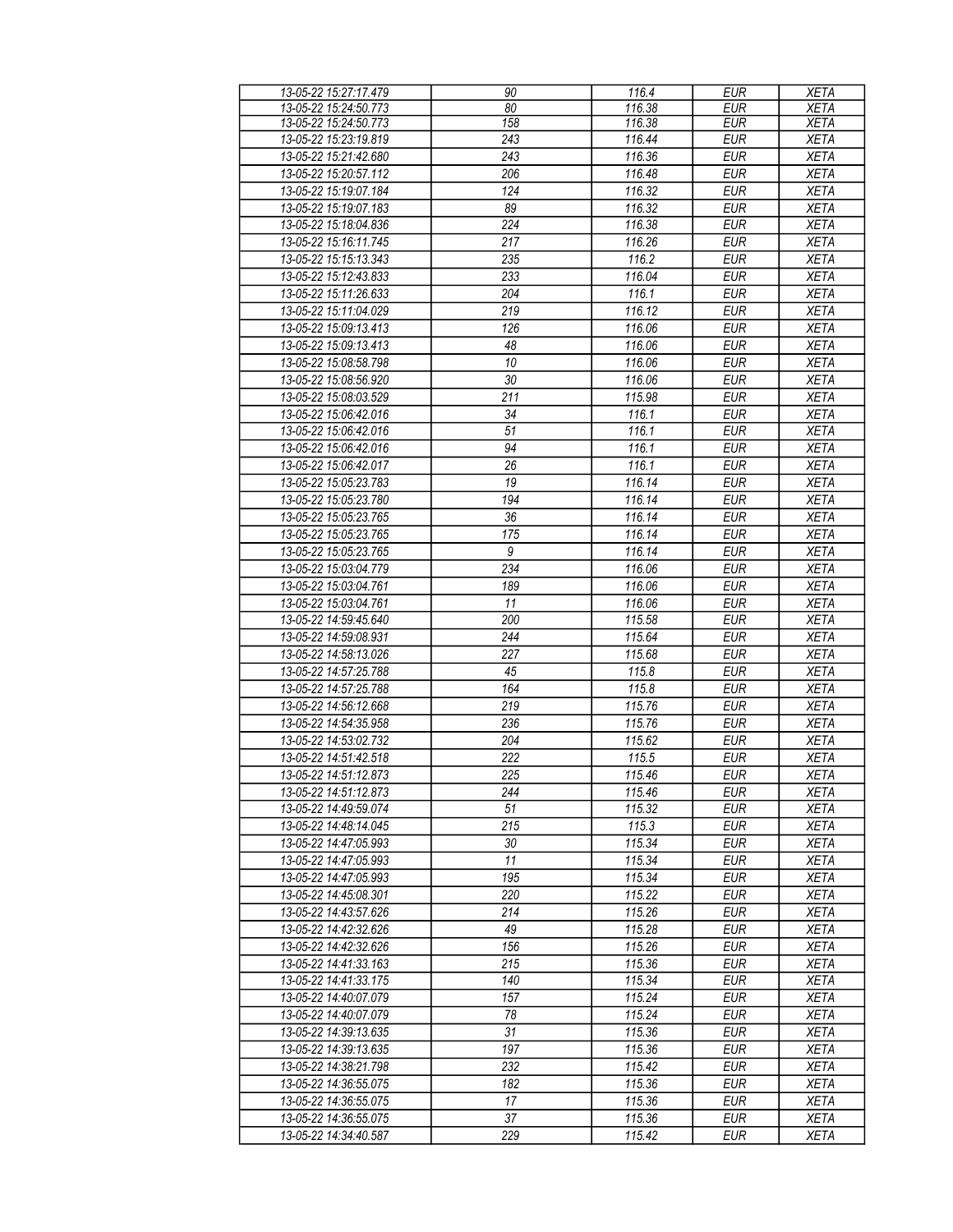| 13-05-22 15:27:17.479 | 90 | 116.4 | EUR | XETA |
|---|---|---|---|---|
| 13-05-22 15:24:50.773 | 80 | 116.38 | EUR | XETA |
| 13-05-22 15:24:50.773 | 158 | 116.38 | EUR | XETA |
| 13-05-22 15:23:19.819 | 243 | 116.44 | EUR | XETA |
| 13-05-22 15:21:42.680 | 243 | 116.36 | EUR | XETA |
| 13-05-22 15:20:57.112 | 206 | 116.48 | EUR | XETA |
| 13-05-22 15:19:07.184 | 124 | 116.32 | EUR | XETA |
| 13-05-22 15:19:07.183 | 89 | 116.32 | EUR | XETA |
| 13-05-22 15:18:04.836 | 224 | 116.38 | EUR | XETA |
| 13-05-22 15:16:11.745 | 217 | 116.26 | EUR | XETA |
| 13-05-22 15:15:13.343 | 235 | 116.2 | EUR | XETA |
| 13-05-22 15:12:43.833 | 233 | 116.04 | EUR | XETA |
| 13-05-22 15:11:26.633 | 204 | 116.1 | EUR | XETA |
| 13-05-22 15:11:04.029 | 219 | 116.12 | EUR | XETA |
| 13-05-22 15:09:13.413 | 126 | 116.06 | EUR | XETA |
| 13-05-22 15:09:13.413 | 48 | 116.06 | EUR | XETA |
| 13-05-22 15:08:58.798 | 10 | 116.06 | EUR | XETA |
| 13-05-22 15:08:56.920 | 30 | 116.06 | EUR | XETA |
| 13-05-22 15:08:03.529 | 211 | 115.98 | EUR | XETA |
| 13-05-22 15:06:42.016 | 34 | 116.1 | EUR | XETA |
| 13-05-22 15:06:42.016 | 51 | 116.1 | EUR | XETA |
| 13-05-22 15:06:42.016 | 94 | 116.1 | EUR | XETA |
| 13-05-22 15:06:42.017 | 26 | 116.1 | EUR | XETA |
| 13-05-22 15:05:23.783 | 19 | 116.14 | EUR | XETA |
| 13-05-22 15:05:23.780 | 194 | 116.14 | EUR | XETA |
| 13-05-22 15:05:23.765 | 36 | 116.14 | EUR | XETA |
| 13-05-22 15:05:23.765 | 175 | 116.14 | EUR | XETA |
| 13-05-22 15:05:23.765 | 9 | 116.14 | EUR | XETA |
| 13-05-22 15:03:04.779 | 234 | 116.06 | EUR | XETA |
| 13-05-22 15:03:04.761 | 189 | 116.06 | EUR | XETA |
| 13-05-22 15:03:04.761 | 11 | 116.06 | EUR | XETA |
| 13-05-22 14:59:45.640 | 200 | 115.58 | EUR | XETA |
| 13-05-22 14:59:08.931 | 244 | 115.64 | EUR | XETA |
| 13-05-22 14:58:13.026 | 227 | 115.68 | EUR | XETA |
| 13-05-22 14:57:25.788 | 45 | 115.8 | EUR | XETA |
| 13-05-22 14:57:25.788 | 164 | 115.8 | EUR | XETA |
| 13-05-22 14:56:12.668 | 219 | 115.76 | EUR | XETA |
| 13-05-22 14:54:35.958 | 236 | 115.76 | EUR | XETA |
| 13-05-22 14:53:02.732 | 204 | 115.62 | EUR | XETA |
| 13-05-22 14:51:42.518 | 222 | 115.5 | EUR | XETA |
| 13-05-22 14:51:12.873 | 225 | 115.46 | EUR | XETA |
| 13-05-22 14:51:12.873 | 244 | 115.46 | EUR | XETA |
| 13-05-22 14:49:59.074 | 51 | 115.32 | EUR | XETA |
| 13-05-22 14:48:14.045 | 215 | 115.3 | EUR | XETA |
| 13-05-22 14:47:05.993 | 30 | 115.34 | EUR | XETA |
| 13-05-22 14:47:05.993 | 11 | 115.34 | EUR | XETA |
| 13-05-22 14:47:05.993 | 195 | 115.34 | EUR | XETA |
| 13-05-22 14:45:08.301 | 220 | 115.22 | EUR | XETA |
| 13-05-22 14:43:57.626 | 214 | 115.26 | EUR | XETA |
| 13-05-22 14:42:32.626 | 49 | 115.28 | EUR | XETA |
| 13-05-22 14:42:32.626 | 156 | 115.26 | EUR | XETA |
| 13-05-22 14:41:33.163 | 215 | 115.36 | EUR | XETA |
| 13-05-22 14:41:33.175 | 140 | 115.34 | EUR | XETA |
| 13-05-22 14:40:07.079 | 157 | 115.24 | EUR | XETA |
| 13-05-22 14:40:07.079 | 78 | 115.24 | EUR | XETA |
| 13-05-22 14:39:13.635 | 31 | 115.36 | EUR | XETA |
| 13-05-22 14:39:13.635 | 197 | 115.36 | EUR | XETA |
| 13-05-22 14:38:21.798 | 232 | 115.42 | EUR | XETA |
| 13-05-22 14:36:55.075 | 182 | 115.36 | EUR | XETA |
| 13-05-22 14:36:55.075 | 17 | 115.36 | EUR | XETA |
| 13-05-22 14:36:55.075 | 37 | 115.36 | EUR | XETA |
| 13-05-22 14:34:40.587 | 229 | 115.42 | EUR | XETA |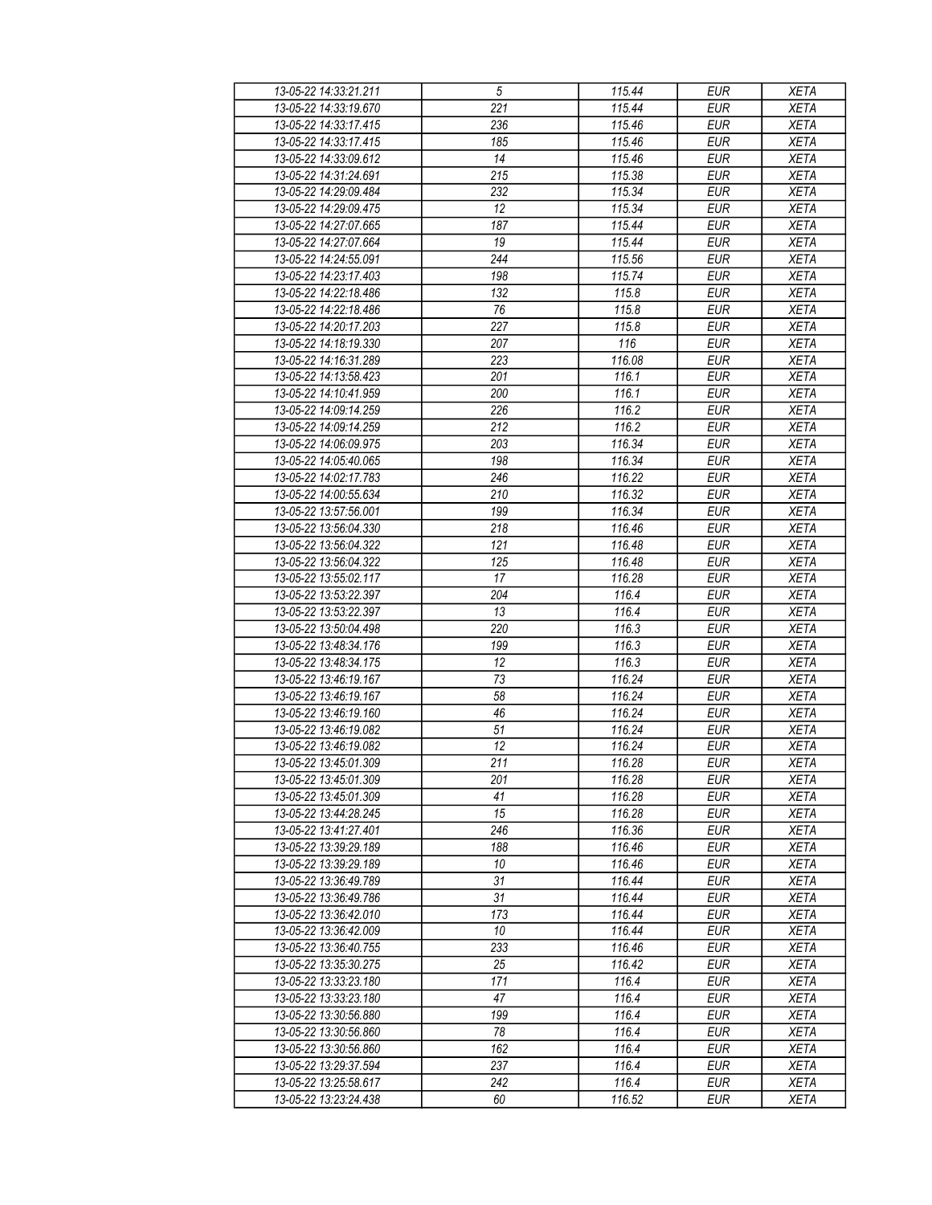| 13-05-22 14:33:21.211 | 5 | 115.44 | EUR | XETA |
|---|---|---|---|---|
| 13-05-22 14:33:19.670 | 221 | 115.44 | EUR | XETA |
| 13-05-22 14:33:17.415 | 236 | 115.46 | EUR | XETA |
| 13-05-22 14:33:17.415 | 185 | 115.46 | EUR | XETA |
| 13-05-22 14:33:09.612 | 14 | 115.46 | EUR | XETA |
| 13-05-22 14:31:24.691 | 215 | 115.38 | EUR | XETA |
| 13-05-22 14:29:09.484 | 232 | 115.34 | EUR | XETA |
| 13-05-22 14:29:09.475 | 12 | 115.34 | EUR | XETA |
| 13-05-22 14:27:07.665 | 187 | 115.44 | EUR | XETA |
| 13-05-22 14:27:07.664 | 19 | 115.44 | EUR | XETA |
| 13-05-22 14:24:55.091 | 244 | 115.56 | EUR | XETA |
| 13-05-22 14:23:17.403 | 198 | 115.74 | EUR | XETA |
| 13-05-22 14:22:18.486 | 132 | 115.8 | EUR | XETA |
| 13-05-22 14:22:18.486 | 76 | 115.8 | EUR | XETA |
| 13-05-22 14:20:17.203 | 227 | 115.8 | EUR | XETA |
| 13-05-22 14:18:19.330 | 207 | 116 | EUR | XETA |
| 13-05-22 14:16:31.289 | 223 | 116.08 | EUR | XETA |
| 13-05-22 14:13:58.423 | 201 | 116.1 | EUR | XETA |
| 13-05-22 14:10:41.959 | 200 | 116.1 | EUR | XETA |
| 13-05-22 14:09:14.259 | 226 | 116.2 | EUR | XETA |
| 13-05-22 14:09:14.259 | 212 | 116.2 | EUR | XETA |
| 13-05-22 14:06:09.975 | 203 | 116.34 | EUR | XETA |
| 13-05-22 14:05:40.065 | 198 | 116.34 | EUR | XETA |
| 13-05-22 14:02:17.783 | 246 | 116.22 | EUR | XETA |
| 13-05-22 14:00:55.634 | 210 | 116.32 | EUR | XETA |
| 13-05-22 13:57:56.001 | 199 | 116.34 | EUR | XETA |
| 13-05-22 13:56:04.330 | 218 | 116.46 | EUR | XETA |
| 13-05-22 13:56:04.322 | 121 | 116.48 | EUR | XETA |
| 13-05-22 13:56:04.322 | 125 | 116.48 | EUR | XETA |
| 13-05-22 13:55:02.117 | 17 | 116.28 | EUR | XETA |
| 13-05-22 13:53:22.397 | 204 | 116.4 | EUR | XETA |
| 13-05-22 13:53:22.397 | 13 | 116.4 | EUR | XETA |
| 13-05-22 13:50:04.498 | 220 | 116.3 | EUR | XETA |
| 13-05-22 13:48:34.176 | 199 | 116.3 | EUR | XETA |
| 13-05-22 13:48:34.175 | 12 | 116.3 | EUR | XETA |
| 13-05-22 13:46:19.167 | 73 | 116.24 | EUR | XETA |
| 13-05-22 13:46:19.167 | 58 | 116.24 | EUR | XETA |
| 13-05-22 13:46:19.160 | 46 | 116.24 | EUR | XETA |
| 13-05-22 13:46:19.082 | 51 | 116.24 | EUR | XETA |
| 13-05-22 13:46:19.082 | 12 | 116.24 | EUR | XETA |
| 13-05-22 13:45:01.309 | 211 | 116.28 | EUR | XETA |
| 13-05-22 13:45:01.309 | 201 | 116.28 | EUR | XETA |
| 13-05-22 13:45:01.309 | 41 | 116.28 | EUR | XETA |
| 13-05-22 13:44:28.245 | 15 | 116.28 | EUR | XETA |
| 13-05-22 13:41:27.401 | 246 | 116.36 | EUR | XETA |
| 13-05-22 13:39:29.189 | 188 | 116.46 | EUR | XETA |
| 13-05-22 13:39:29.189 | 10 | 116.46 | EUR | XETA |
| 13-05-22 13:36:49.789 | 31 | 116.44 | EUR | XETA |
| 13-05-22 13:36:49.786 | 31 | 116.44 | EUR | XETA |
| 13-05-22 13:36:42.010 | 173 | 116.44 | EUR | XETA |
| 13-05-22 13:36:42.009 | 10 | 116.44 | EUR | XETA |
| 13-05-22 13:36:40.755 | 233 | 116.46 | EUR | XETA |
| 13-05-22 13:35:30.275 | 25 | 116.42 | EUR | XETA |
| 13-05-22 13:33:23.180 | 171 | 116.4 | EUR | XETA |
| 13-05-22 13:33:23.180 | 47 | 116.4 | EUR | XETA |
| 13-05-22 13:30:56.880 | 199 | 116.4 | EUR | XETA |
| 13-05-22 13:30:56.860 | 78 | 116.4 | EUR | XETA |
| 13-05-22 13:30:56.860 | 162 | 116.4 | EUR | XETA |
| 13-05-22 13:29:37.594 | 237 | 116.4 | EUR | XETA |
| 13-05-22 13:25:58.617 | 242 | 116.4 | EUR | XETA |
| 13-05-22 13:23:24.438 | 60 | 116.52 | EUR | XETA |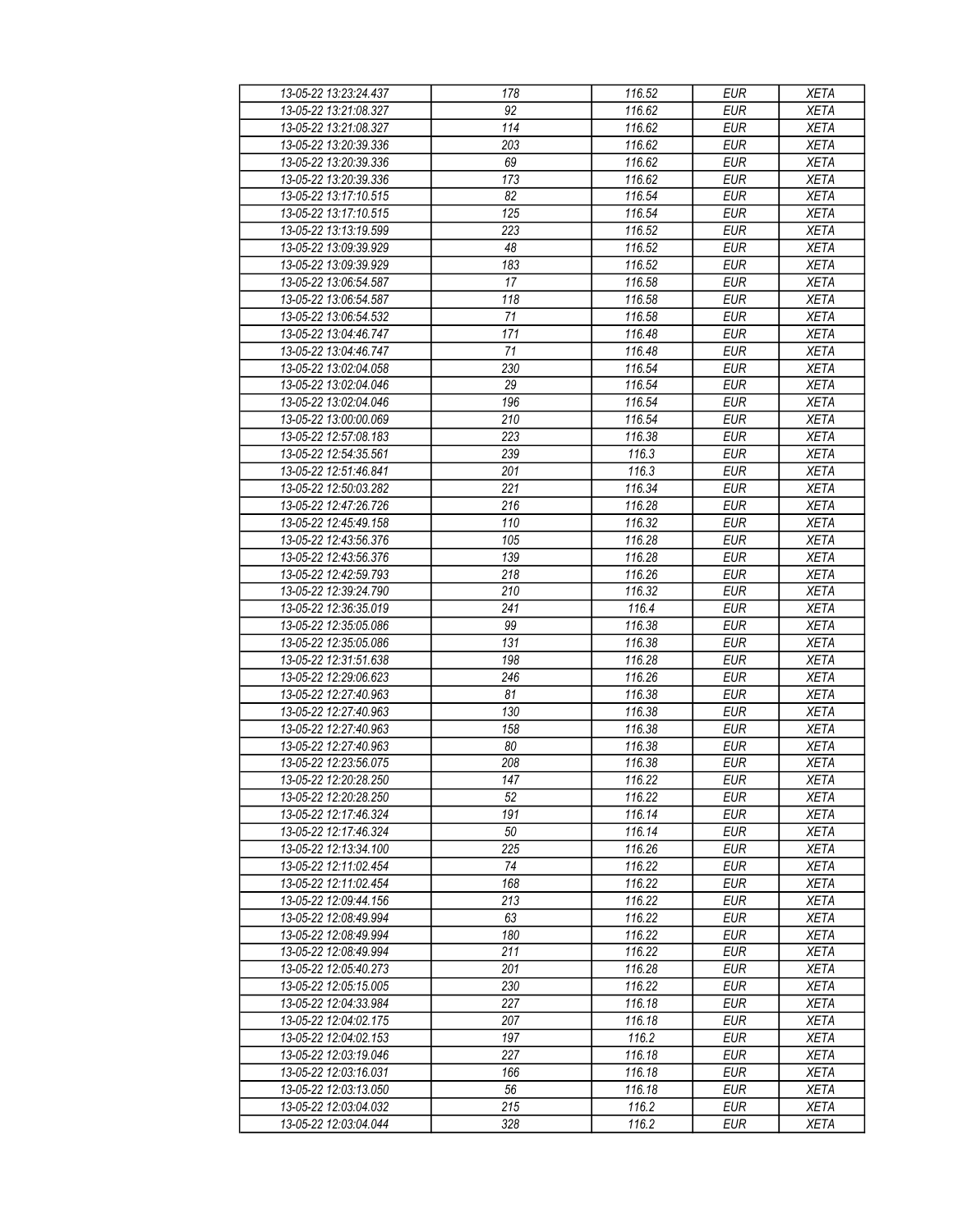| 13-05-22 13:23:24.437 | 178 | 116.52 | EUR | XETA |
|---|---|---|---|---|
| 13-05-22 13:21:08.327 | 92 | 116.62 | EUR | XETA |
| 13-05-22 13:21:08.327 | 114 | 116.62 | EUR | XETA |
| 13-05-22 13:20:39.336 | 203 | 116.62 | EUR | XETA |
| 13-05-22 13:20:39.336 | 69 | 116.62 | EUR | XETA |
| 13-05-22 13:20:39.336 | 173 | 116.62 | EUR | XETA |
| 13-05-22 13:17:10.515 | 82 | 116.54 | EUR | XETA |
| 13-05-22 13:17:10.515 | 125 | 116.54 | EUR | XETA |
| 13-05-22 13:13:19.599 | 223 | 116.52 | EUR | XETA |
| 13-05-22 13:09:39.929 | 48 | 116.52 | EUR | XETA |
| 13-05-22 13:09:39.929 | 183 | 116.52 | EUR | XETA |
| 13-05-22 13:06:54.587 | 17 | 116.58 | EUR | XETA |
| 13-05-22 13:06:54.587 | 118 | 116.58 | EUR | XETA |
| 13-05-22 13:06:54.532 | 71 | 116.58 | EUR | XETA |
| 13-05-22 13:04:46.747 | 171 | 116.48 | EUR | XETA |
| 13-05-22 13:04:46.747 | 71 | 116.48 | EUR | XETA |
| 13-05-22 13:02:04.058 | 230 | 116.54 | EUR | XETA |
| 13-05-22 13:02:04.046 | 29 | 116.54 | EUR | XETA |
| 13-05-22 13:02:04.046 | 196 | 116.54 | EUR | XETA |
| 13-05-22 13:00:00.069 | 210 | 116.54 | EUR | XETA |
| 13-05-22 12:57:08.183 | 223 | 116.38 | EUR | XETA |
| 13-05-22 12:54:35.561 | 239 | 116.3 | EUR | XETA |
| 13-05-22 12:51:46.841 | 201 | 116.3 | EUR | XETA |
| 13-05-22 12:50:03.282 | 221 | 116.34 | EUR | XETA |
| 13-05-22 12:47:26.726 | 216 | 116.28 | EUR | XETA |
| 13-05-22 12:45:49.158 | 110 | 116.32 | EUR | XETA |
| 13-05-22 12:43:56.376 | 105 | 116.28 | EUR | XETA |
| 13-05-22 12:43:56.376 | 139 | 116.28 | EUR | XETA |
| 13-05-22 12:42:59.793 | 218 | 116.26 | EUR | XETA |
| 13-05-22 12:39:24.790 | 210 | 116.32 | EUR | XETA |
| 13-05-22 12:36:35.019 | 241 | 116.4 | EUR | XETA |
| 13-05-22 12:35:05.086 | 99 | 116.38 | EUR | XETA |
| 13-05-22 12:35:05.086 | 131 | 116.38 | EUR | XETA |
| 13-05-22 12:31:51.638 | 198 | 116.28 | EUR | XETA |
| 13-05-22 12:29:06.623 | 246 | 116.26 | EUR | XETA |
| 13-05-22 12:27:40.963 | 81 | 116.38 | EUR | XETA |
| 13-05-22 12:27:40.963 | 130 | 116.38 | EUR | XETA |
| 13-05-22 12:27:40.963 | 158 | 116.38 | EUR | XETA |
| 13-05-22 12:27:40.963 | 80 | 116.38 | EUR | XETA |
| 13-05-22 12:23:56.075 | 208 | 116.38 | EUR | XETA |
| 13-05-22 12:20:28.250 | 147 | 116.22 | EUR | XETA |
| 13-05-22 12:20:28.250 | 52 | 116.22 | EUR | XETA |
| 13-05-22 12:17:46.324 | 191 | 116.14 | EUR | XETA |
| 13-05-22 12:17:46.324 | 50 | 116.14 | EUR | XETA |
| 13-05-22 12:13:34.100 | 225 | 116.26 | EUR | XETA |
| 13-05-22 12:11:02.454 | 74 | 116.22 | EUR | XETA |
| 13-05-22 12:11:02.454 | 168 | 116.22 | EUR | XETA |
| 13-05-22 12:09:44.156 | 213 | 116.22 | EUR | XETA |
| 13-05-22 12:08:49.994 | 63 | 116.22 | EUR | XETA |
| 13-05-22 12:08:49.994 | 180 | 116.22 | EUR | XETA |
| 13-05-22 12:08:49.994 | 211 | 116.22 | EUR | XETA |
| 13-05-22 12:05:40.273 | 201 | 116.28 | EUR | XETA |
| 13-05-22 12:05:15.005 | 230 | 116.22 | EUR | XETA |
| 13-05-22 12:04:33.984 | 227 | 116.18 | EUR | XETA |
| 13-05-22 12:04:02.175 | 207 | 116.18 | EUR | XETA |
| 13-05-22 12:04:02.153 | 197 | 116.2 | EUR | XETA |
| 13-05-22 12:03:19.046 | 227 | 116.18 | EUR | XETA |
| 13-05-22 12:03:16.031 | 166 | 116.18 | EUR | XETA |
| 13-05-22 12:03:13.050 | 56 | 116.18 | EUR | XETA |
| 13-05-22 12:03:04.032 | 215 | 116.2 | EUR | XETA |
| 13-05-22 12:03:04.044 | 328 | 116.2 | EUR | XETA |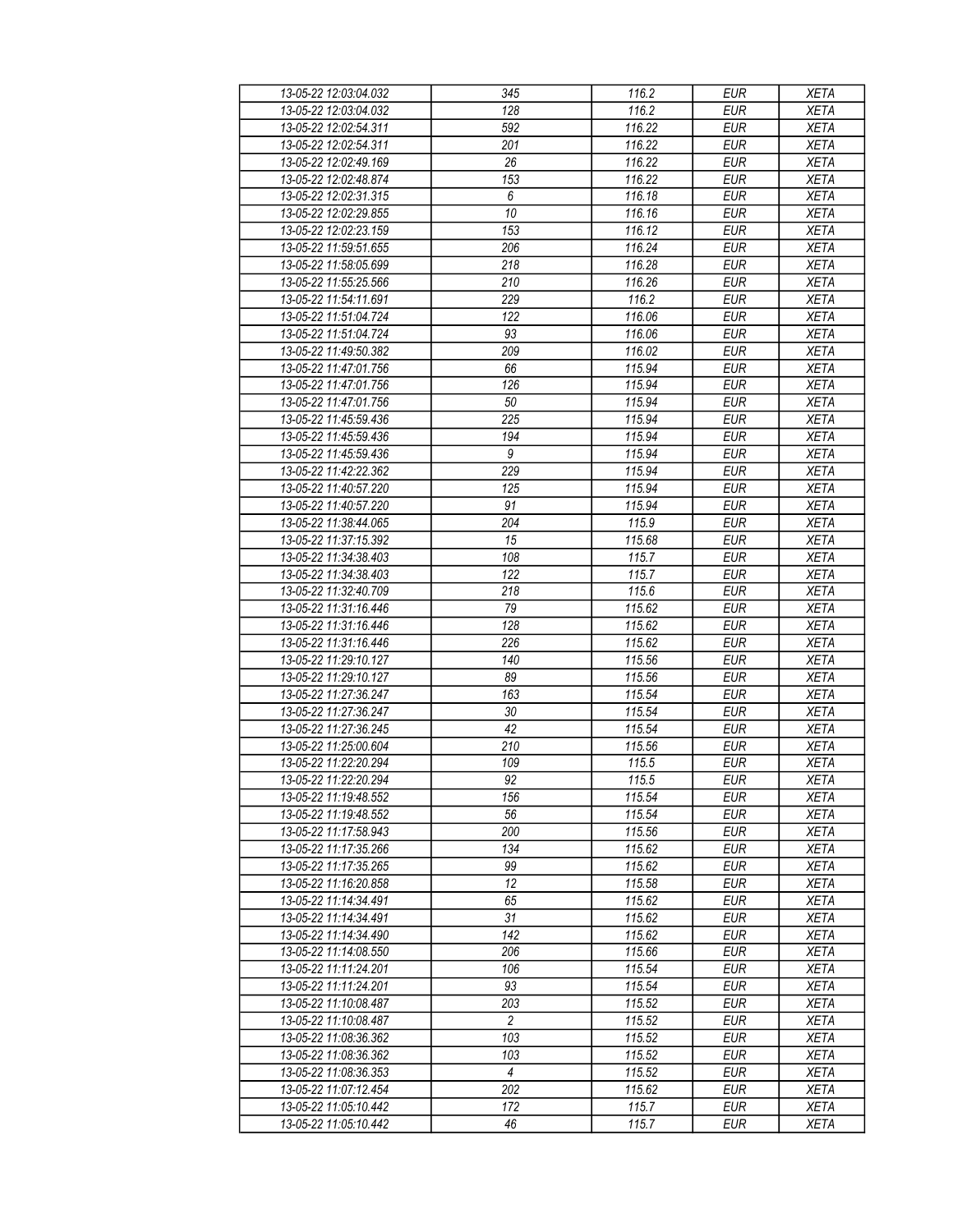| 13-05-22 12:03:04.032 | 345 | 116.2 | EUR | XETA |
|---|---|---|---|---|
| 13-05-22 12:03:04.032 | 128 | 116.2 | EUR | XETA |
| 13-05-22 12:02:54.311 | 592 | 116.22 | EUR | XETA |
| 13-05-22 12:02:54.311 | 201 | 116.22 | EUR | XETA |
| 13-05-22 12:02:49.169 | 26 | 116.22 | EUR | XETA |
| 13-05-22 12:02:48.874 | 153 | 116.22 | EUR | XETA |
| 13-05-22 12:02:31.315 | 6 | 116.18 | EUR | XETA |
| 13-05-22 12:02:29.855 | 10 | 116.16 | EUR | XETA |
| 13-05-22 12:02:23.159 | 153 | 116.12 | EUR | XETA |
| 13-05-22 11:59:51.655 | 206 | 116.24 | EUR | XETA |
| 13-05-22 11:58:05.699 | 218 | 116.28 | EUR | XETA |
| 13-05-22 11:55:25.566 | 210 | 116.26 | EUR | XETA |
| 13-05-22 11:54:11.691 | 229 | 116.2 | EUR | XETA |
| 13-05-22 11:51:04.724 | 122 | 116.06 | EUR | XETA |
| 13-05-22 11:51:04.724 | 93 | 116.06 | EUR | XETA |
| 13-05-22 11:49:50.382 | 209 | 116.02 | EUR | XETA |
| 13-05-22 11:47:01.756 | 66 | 115.94 | EUR | XETA |
| 13-05-22 11:47:01.756 | 126 | 115.94 | EUR | XETA |
| 13-05-22 11:47:01.756 | 50 | 115.94 | EUR | XETA |
| 13-05-22 11:45:59.436 | 225 | 115.94 | EUR | XETA |
| 13-05-22 11:45:59.436 | 194 | 115.94 | EUR | XETA |
| 13-05-22 11:45:59.436 | 9 | 115.94 | EUR | XETA |
| 13-05-22 11:42:22.362 | 229 | 115.94 | EUR | XETA |
| 13-05-22 11:40:57.220 | 125 | 115.94 | EUR | XETA |
| 13-05-22 11:40:57.220 | 91 | 115.94 | EUR | XETA |
| 13-05-22 11:38:44.065 | 204 | 115.9 | EUR | XETA |
| 13-05-22 11:37:15.392 | 15 | 115.68 | EUR | XETA |
| 13-05-22 11:34:38.403 | 108 | 115.7 | EUR | XETA |
| 13-05-22 11:34:38.403 | 122 | 115.7 | EUR | XETA |
| 13-05-22 11:32:40.709 | 218 | 115.6 | EUR | XETA |
| 13-05-22 11:31:16.446 | 79 | 115.62 | EUR | XETA |
| 13-05-22 11:31:16.446 | 128 | 115.62 | EUR | XETA |
| 13-05-22 11:31:16.446 | 226 | 115.62 | EUR | XETA |
| 13-05-22 11:29:10.127 | 140 | 115.56 | EUR | XETA |
| 13-05-22 11:29:10.127 | 89 | 115.56 | EUR | XETA |
| 13-05-22 11:27:36.247 | 163 | 115.54 | EUR | XETA |
| 13-05-22 11:27:36.247 | 30 | 115.54 | EUR | XETA |
| 13-05-22 11:27:36.245 | 42 | 115.54 | EUR | XETA |
| 13-05-22 11:25:00.604 | 210 | 115.56 | EUR | XETA |
| 13-05-22 11:22:20.294 | 109 | 115.5 | EUR | XETA |
| 13-05-22 11:22:20.294 | 92 | 115.5 | EUR | XETA |
| 13-05-22 11:19:48.552 | 156 | 115.54 | EUR | XETA |
| 13-05-22 11:19:48.552 | 56 | 115.54 | EUR | XETA |
| 13-05-22 11:17:58.943 | 200 | 115.56 | EUR | XETA |
| 13-05-22 11:17:35.266 | 134 | 115.62 | EUR | XETA |
| 13-05-22 11:17:35.265 | 99 | 115.62 | EUR | XETA |
| 13-05-22 11:16:20.858 | 12 | 115.58 | EUR | XETA |
| 13-05-22 11:14:34.491 | 65 | 115.62 | EUR | XETA |
| 13-05-22 11:14:34.491 | 31 | 115.62 | EUR | XETA |
| 13-05-22 11:14:34.490 | 142 | 115.62 | EUR | XETA |
| 13-05-22 11:14:08.550 | 206 | 115.66 | EUR | XETA |
| 13-05-22 11:11:24.201 | 106 | 115.54 | EUR | XETA |
| 13-05-22 11:11:24.201 | 93 | 115.54 | EUR | XETA |
| 13-05-22 11:10:08.487 | 203 | 115.52 | EUR | XETA |
| 13-05-22 11:10:08.487 | 2 | 115.52 | EUR | XETA |
| 13-05-22 11:08:36.362 | 103 | 115.52 | EUR | XETA |
| 13-05-22 11:08:36.362 | 103 | 115.52 | EUR | XETA |
| 13-05-22 11:08:36.353 | 4 | 115.52 | EUR | XETA |
| 13-05-22 11:07:12.454 | 202 | 115.62 | EUR | XETA |
| 13-05-22 11:05:10.442 | 172 | 115.7 | EUR | XETA |
| 13-05-22 11:05:10.442 | 46 | 115.7 | EUR | XETA |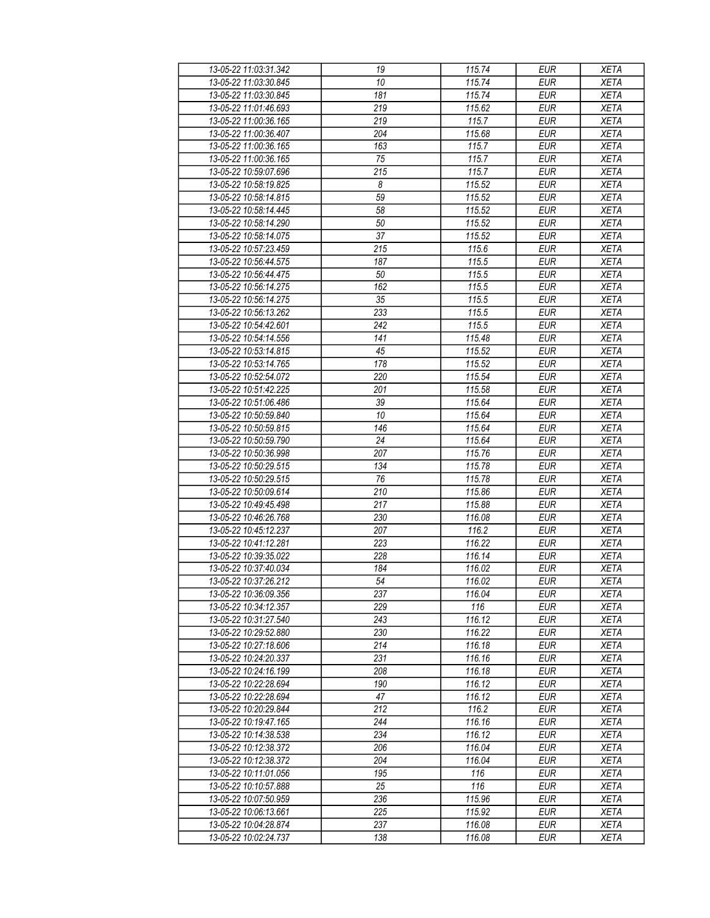| 13-05-22 11:03:31.342 | 19 | 115.74 | EUR | XETA |
|---|---|---|---|---|
| 13-05-22 11:03:30.845 | 10 | 115.74 | EUR | XETA |
| 13-05-22 11:03:30.845 | 181 | 115.74 | EUR | XETA |
| 13-05-22 11:01:46.693 | 219 | 115.62 | EUR | XETA |
| 13-05-22 11:00:36.165 | 219 | 115.7 | EUR | XETA |
| 13-05-22 11:00:36.407 | 204 | 115.68 | EUR | XETA |
| 13-05-22 11:00:36.165 | 163 | 115.7 | EUR | XETA |
| 13-05-22 11:00:36.165 | 75 | 115.7 | EUR | XETA |
| 13-05-22 10:59:07.696 | 215 | 115.7 | EUR | XETA |
| 13-05-22 10:58:19.825 | 8 | 115.52 | EUR | XETA |
| 13-05-22 10:58:14.815 | 59 | 115.52 | EUR | XETA |
| 13-05-22 10:58:14.445 | 58 | 115.52 | EUR | XETA |
| 13-05-22 10:58:14.290 | 50 | 115.52 | EUR | XETA |
| 13-05-22 10:58:14.075 | 37 | 115.52 | EUR | XETA |
| 13-05-22 10:57:23.459 | 215 | 115.6 | EUR | XETA |
| 13-05-22 10:56:44.575 | 187 | 115.5 | EUR | XETA |
| 13-05-22 10:56:44.475 | 50 | 115.5 | EUR | XETA |
| 13-05-22 10:56:14.275 | 162 | 115.5 | EUR | XETA |
| 13-05-22 10:56:14.275 | 35 | 115.5 | EUR | XETA |
| 13-05-22 10:56:13.262 | 233 | 115.5 | EUR | XETA |
| 13-05-22 10:54:42.601 | 242 | 115.5 | EUR | XETA |
| 13-05-22 10:54:14.556 | 141 | 115.48 | EUR | XETA |
| 13-05-22 10:53:14.815 | 45 | 115.52 | EUR | XETA |
| 13-05-22 10:53:14.765 | 178 | 115.52 | EUR | XETA |
| 13-05-22 10:52:54.072 | 220 | 115.54 | EUR | XETA |
| 13-05-22 10:51:42.225 | 201 | 115.58 | EUR | XETA |
| 13-05-22 10:51:06.486 | 39 | 115.64 | EUR | XETA |
| 13-05-22 10:50:59.840 | 10 | 115.64 | EUR | XETA |
| 13-05-22 10:50:59.815 | 146 | 115.64 | EUR | XETA |
| 13-05-22 10:50:59.790 | 24 | 115.64 | EUR | XETA |
| 13-05-22 10:50:36.998 | 207 | 115.76 | EUR | XETA |
| 13-05-22 10:50:29.515 | 134 | 115.78 | EUR | XETA |
| 13-05-22 10:50:29.515 | 76 | 115.78 | EUR | XETA |
| 13-05-22 10:50:09.614 | 210 | 115.86 | EUR | XETA |
| 13-05-22 10:49:45.498 | 217 | 115.88 | EUR | XETA |
| 13-05-22 10:46:26.768 | 230 | 116.08 | EUR | XETA |
| 13-05-22 10:45:12.237 | 207 | 116.2 | EUR | XETA |
| 13-05-22 10:41:12.281 | 223 | 116.22 | EUR | XETA |
| 13-05-22 10:39:35.022 | 228 | 116.14 | EUR | XETA |
| 13-05-22 10:37:40.034 | 184 | 116.02 | EUR | XETA |
| 13-05-22 10:37:26.212 | 54 | 116.02 | EUR | XETA |
| 13-05-22 10:36:09.356 | 237 | 116.04 | EUR | XETA |
| 13-05-22 10:34:12.357 | 229 | 116 | EUR | XETA |
| 13-05-22 10:31:27.540 | 243 | 116.12 | EUR | XETA |
| 13-05-22 10:29:52.880 | 230 | 116.22 | EUR | XETA |
| 13-05-22 10:27:18.606 | 214 | 116.18 | EUR | XETA |
| 13-05-22 10:24:20.337 | 231 | 116.16 | EUR | XETA |
| 13-05-22 10:24:16.199 | 208 | 116.18 | EUR | XETA |
| 13-05-22 10:22:28.694 | 190 | 116.12 | EUR | XETA |
| 13-05-22 10:22:28.694 | 47 | 116.12 | EUR | XETA |
| 13-05-22 10:20:29.844 | 212 | 116.2 | EUR | XETA |
| 13-05-22 10:19:47.165 | 244 | 116.16 | EUR | XETA |
| 13-05-22 10:14:38.538 | 234 | 116.12 | EUR | XETA |
| 13-05-22 10:12:38.372 | 206 | 116.04 | EUR | XETA |
| 13-05-22 10:12:38.372 | 204 | 116.04 | EUR | XETA |
| 13-05-22 10:11:01.056 | 195 | 116 | EUR | XETA |
| 13-05-22 10:10:57.888 | 25 | 116 | EUR | XETA |
| 13-05-22 10:07:50.959 | 236 | 115.96 | EUR | XETA |
| 13-05-22 10:06:13.661 | 225 | 115.92 | EUR | XETA |
| 13-05-22 10:04:28.874 | 237 | 116.08 | EUR | XETA |
| 13-05-22 10:02:24.737 | 138 | 116.08 | EUR | XETA |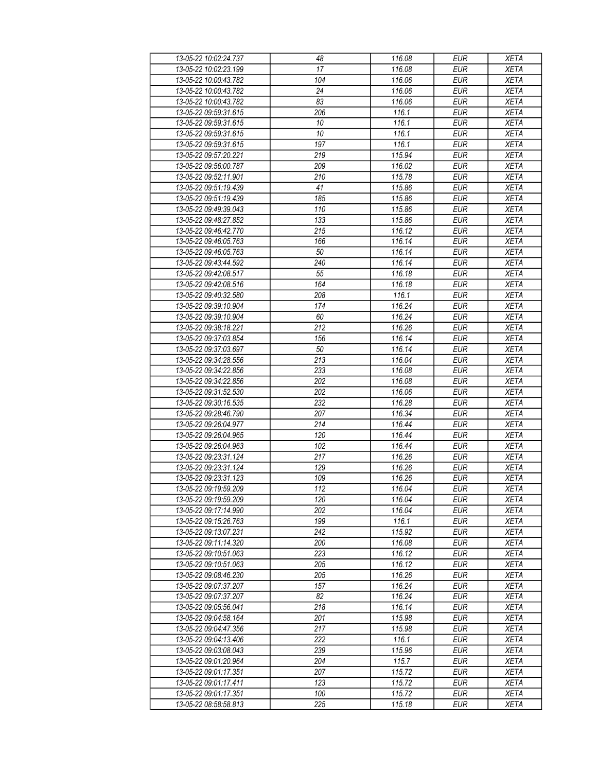| 13-05-22 10:02:24.737 | 48 | 116.08 | EUR | XETA |
|---|---|---|---|---|
| 13-05-22 10:02:23.199 | 17 | 116.08 | EUR | XETA |
| 13-05-22 10:00:43.782 | 104 | 116.06 | EUR | XETA |
| 13-05-22 10:00:43.782 | 24 | 116.06 | EUR | XETA |
| 13-05-22 10:00:43.782 | 83 | 116.06 | EUR | XETA |
| 13-05-22 09:59:31.615 | 206 | 116.1 | EUR | XETA |
| 13-05-22 09:59:31.615 | 10 | 116.1 | EUR | XETA |
| 13-05-22 09:59:31.615 | 10 | 116.1 | EUR | XETA |
| 13-05-22 09:59:31.615 | 197 | 116.1 | EUR | XETA |
| 13-05-22 09:57:20.221 | 219 | 115.94 | EUR | XETA |
| 13-05-22 09:56:00.787 | 209 | 116.02 | EUR | XETA |
| 13-05-22 09:52:11.901 | 210 | 115.78 | EUR | XETA |
| 13-05-22 09:51:19.439 | 41 | 115.86 | EUR | XETA |
| 13-05-22 09:51:19.439 | 185 | 115.86 | EUR | XETA |
| 13-05-22 09:49:39.043 | 110 | 115.86 | EUR | XETA |
| 13-05-22 09:48:27.852 | 133 | 115.86 | EUR | XETA |
| 13-05-22 09:46:42.770 | 215 | 116.12 | EUR | XETA |
| 13-05-22 09:46:05.763 | 166 | 116.14 | EUR | XETA |
| 13-05-22 09:46:05.763 | 50 | 116.14 | EUR | XETA |
| 13-05-22 09:43:44.592 | 240 | 116.14 | EUR | XETA |
| 13-05-22 09:42:08.517 | 55 | 116.18 | EUR | XETA |
| 13-05-22 09:42:08.516 | 164 | 116.18 | EUR | XETA |
| 13-05-22 09:40:32.580 | 208 | 116.1 | EUR | XETA |
| 13-05-22 09:39:10.904 | 174 | 116.24 | EUR | XETA |
| 13-05-22 09:39:10.904 | 60 | 116.24 | EUR | XETA |
| 13-05-22 09:38:18.221 | 212 | 116.26 | EUR | XETA |
| 13-05-22 09:37:03.854 | 156 | 116.14 | EUR | XETA |
| 13-05-22 09:37:03.697 | 50 | 116.14 | EUR | XETA |
| 13-05-22 09:34:28.556 | 213 | 116.04 | EUR | XETA |
| 13-05-22 09:34:22.856 | 233 | 116.08 | EUR | XETA |
| 13-05-22 09:34:22.856 | 202 | 116.08 | EUR | XETA |
| 13-05-22 09:31:52.530 | 202 | 116.06 | EUR | XETA |
| 13-05-22 09:30:16.535 | 232 | 116.28 | EUR | XETA |
| 13-05-22 09:28:46.790 | 207 | 116.34 | EUR | XETA |
| 13-05-22 09:26:04.977 | 214 | 116.44 | EUR | XETA |
| 13-05-22 09:26:04.965 | 120 | 116.44 | EUR | XETA |
| 13-05-22 09:26:04.963 | 102 | 116.44 | EUR | XETA |
| 13-05-22 09:23:31.124 | 217 | 116.26 | EUR | XETA |
| 13-05-22 09:23:31.124 | 129 | 116.26 | EUR | XETA |
| 13-05-22 09:23:31.123 | 109 | 116.26 | EUR | XETA |
| 13-05-22 09:19:59.209 | 112 | 116.04 | EUR | XETA |
| 13-05-22 09:19:59.209 | 120 | 116.04 | EUR | XETA |
| 13-05-22 09:17:14.990 | 202 | 116.04 | EUR | XETA |
| 13-05-22 09:15:26.763 | 199 | 116.1 | EUR | XETA |
| 13-05-22 09:13:07.231 | 242 | 115.92 | EUR | XETA |
| 13-05-22 09:11:14.320 | 200 | 116.08 | EUR | XETA |
| 13-05-22 09:10:51.063 | 223 | 116.12 | EUR | XETA |
| 13-05-22 09:10:51.063 | 205 | 116.12 | EUR | XETA |
| 13-05-22 09:08:46.230 | 205 | 116.26 | EUR | XETA |
| 13-05-22 09:07:37.207 | 157 | 116.24 | EUR | XETA |
| 13-05-22 09:07:37.207 | 82 | 116.24 | EUR | XETA |
| 13-05-22 09:05:56.041 | 218 | 116.14 | EUR | XETA |
| 13-05-22 09:04:58.164 | 201 | 115.98 | EUR | XETA |
| 13-05-22 09:04:47.356 | 217 | 115.98 | EUR | XETA |
| 13-05-22 09:04:13.406 | 222 | 116.1 | EUR | XETA |
| 13-05-22 09:03:08.043 | 239 | 115.96 | EUR | XETA |
| 13-05-22 09:01:20.964 | 204 | 115.7 | EUR | XETA |
| 13-05-22 09:01:17.351 | 207 | 115.72 | EUR | XETA |
| 13-05-22 09:01:17.411 | 123 | 115.72 | EUR | XETA |
| 13-05-22 09:01:17.351 | 100 | 115.72 | EUR | XETA |
| 13-05-22 08:58:58.813 | 225 | 115.18 | EUR | XETA |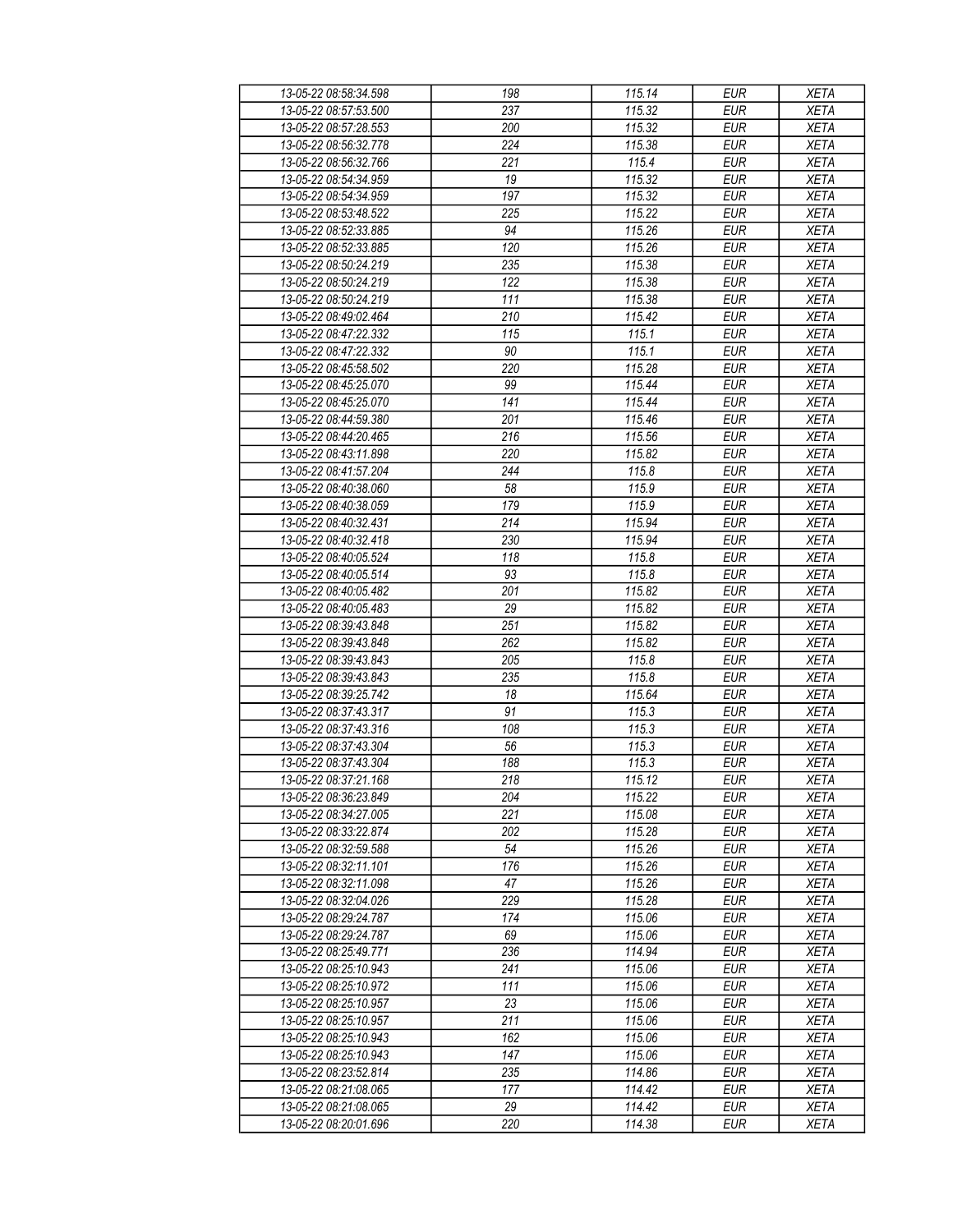| 13-05-22 08:58:34.598 | 198 | 115.14 | EUR | XETA |
|---|---|---|---|---|
| 13-05-22 08:57:53.500 | 237 | 115.32 | EUR | XETA |
| 13-05-22 08:57:28.553 | 200 | 115.32 | EUR | XETA |
| 13-05-22 08:56:32.778 | 224 | 115.38 | EUR | XETA |
| 13-05-22 08:56:32.766 | 221 | 115.4 | EUR | XETA |
| 13-05-22 08:54:34.959 | 19 | 115.32 | EUR | XETA |
| 13-05-22 08:54:34.959 | 197 | 115.32 | EUR | XETA |
| 13-05-22 08:53:48.522 | 225 | 115.22 | EUR | XETA |
| 13-05-22 08:52:33.885 | 94 | 115.26 | EUR | XETA |
| 13-05-22 08:52:33.885 | 120 | 115.26 | EUR | XETA |
| 13-05-22 08:50:24.219 | 235 | 115.38 | EUR | XETA |
| 13-05-22 08:50:24.219 | 122 | 115.38 | EUR | XETA |
| 13-05-22 08:50:24.219 | 111 | 115.38 | EUR | XETA |
| 13-05-22 08:49:02.464 | 210 | 115.42 | EUR | XETA |
| 13-05-22 08:47:22.332 | 115 | 115.1 | EUR | XETA |
| 13-05-22 08:47:22.332 | 90 | 115.1 | EUR | XETA |
| 13-05-22 08:45:58.502 | 220 | 115.28 | EUR | XETA |
| 13-05-22 08:45:25.070 | 99 | 115.44 | EUR | XETA |
| 13-05-22 08:45:25.070 | 141 | 115.44 | EUR | XETA |
| 13-05-22 08:44:59.380 | 201 | 115.46 | EUR | XETA |
| 13-05-22 08:44:20.465 | 216 | 115.56 | EUR | XETA |
| 13-05-22 08:43:11.898 | 220 | 115.82 | EUR | XETA |
| 13-05-22 08:41:57.204 | 244 | 115.8 | EUR | XETA |
| 13-05-22 08:40:38.060 | 58 | 115.9 | EUR | XETA |
| 13-05-22 08:40:38.059 | 179 | 115.9 | EUR | XETA |
| 13-05-22 08:40:32.431 | 214 | 115.94 | EUR | XETA |
| 13-05-22 08:40:32.418 | 230 | 115.94 | EUR | XETA |
| 13-05-22 08:40:05.524 | 118 | 115.8 | EUR | XETA |
| 13-05-22 08:40:05.514 | 93 | 115.8 | EUR | XETA |
| 13-05-22 08:40:05.482 | 201 | 115.82 | EUR | XETA |
| 13-05-22 08:40:05.483 | 29 | 115.82 | EUR | XETA |
| 13-05-22 08:39:43.848 | 251 | 115.82 | EUR | XETA |
| 13-05-22 08:39:43.848 | 262 | 115.82 | EUR | XETA |
| 13-05-22 08:39:43.843 | 205 | 115.8 | EUR | XETA |
| 13-05-22 08:39:43.843 | 235 | 115.8 | EUR | XETA |
| 13-05-22 08:39:25.742 | 18 | 115.64 | EUR | XETA |
| 13-05-22 08:37:43.317 | 91 | 115.3 | EUR | XETA |
| 13-05-22 08:37:43.316 | 108 | 115.3 | EUR | XETA |
| 13-05-22 08:37:43.304 | 56 | 115.3 | EUR | XETA |
| 13-05-22 08:37:43.304 | 188 | 115.3 | EUR | XETA |
| 13-05-22 08:37:21.168 | 218 | 115.12 | EUR | XETA |
| 13-05-22 08:36:23.849 | 204 | 115.22 | EUR | XETA |
| 13-05-22 08:34:27.005 | 221 | 115.08 | EUR | XETA |
| 13-05-22 08:33:22.874 | 202 | 115.28 | EUR | XETA |
| 13-05-22 08:32:59.588 | 54 | 115.26 | EUR | XETA |
| 13-05-22 08:32:11.101 | 176 | 115.26 | EUR | XETA |
| 13-05-22 08:32:11.098 | 47 | 115.26 | EUR | XETA |
| 13-05-22 08:32:04.026 | 229 | 115.28 | EUR | XETA |
| 13-05-22 08:29:24.787 | 174 | 115.06 | EUR | XETA |
| 13-05-22 08:29:24.787 | 69 | 115.06 | EUR | XETA |
| 13-05-22 08:25:49.771 | 236 | 114.94 | EUR | XETA |
| 13-05-22 08:25:10.943 | 241 | 115.06 | EUR | XETA |
| 13-05-22 08:25:10.972 | 111 | 115.06 | EUR | XETA |
| 13-05-22 08:25:10.957 | 23 | 115.06 | EUR | XETA |
| 13-05-22 08:25:10.957 | 211 | 115.06 | EUR | XETA |
| 13-05-22 08:25:10.943 | 162 | 115.06 | EUR | XETA |
| 13-05-22 08:25:10.943 | 147 | 115.06 | EUR | XETA |
| 13-05-22 08:23:52.814 | 235 | 114.86 | EUR | XETA |
| 13-05-22 08:21:08.065 | 177 | 114.42 | EUR | XETA |
| 13-05-22 08:21:08.065 | 29 | 114.42 | EUR | XETA |
| 13-05-22 08:20:01.696 | 220 | 114.38 | EUR | XETA |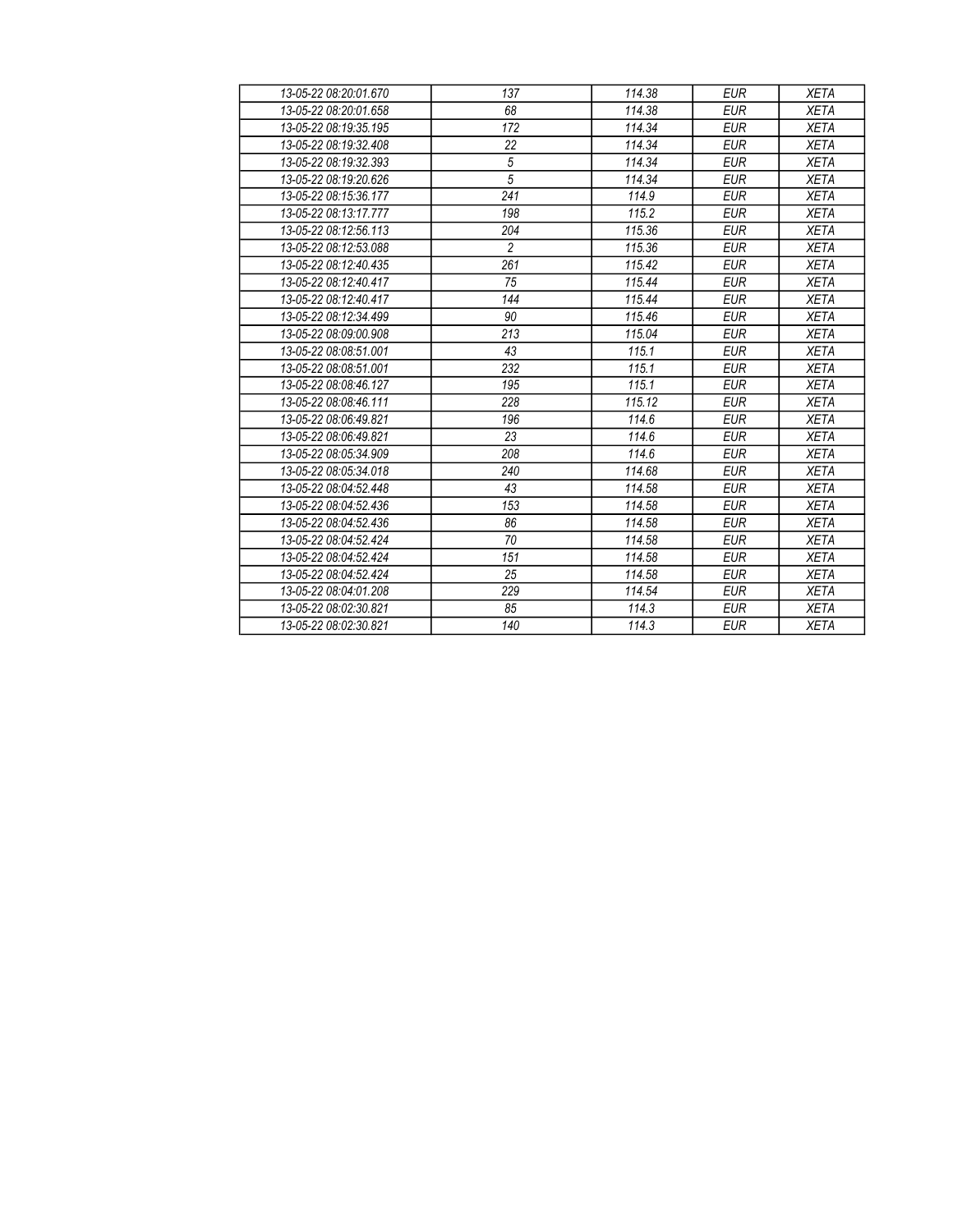| 13-05-22 08:20:01.670 | 137 | 114.38 | EUR | XETA |
|---|---|---|---|---|
| 13-05-22 08:20:01.658 | 68 | 114.38 | EUR | XETA |
| 13-05-22 08:19:35.195 | 172 | 114.34 | EUR | XETA |
| 13-05-22 08:19:32.408 | 22 | 114.34 | EUR | XETA |
| 13-05-22 08:19:32.393 | 5 | 114.34 | EUR | XETA |
| 13-05-22 08:19:20.626 | 5 | 114.34 | EUR | XETA |
| 13-05-22 08:15:36.177 | 241 | 114.9 | EUR | XETA |
| 13-05-22 08:13:17.777 | 198 | 115.2 | EUR | XETA |
| 13-05-22 08:12:56.113 | 204 | 115.36 | EUR | XETA |
| 13-05-22 08:12:53.088 | 2 | 115.36 | EUR | XETA |
| 13-05-22 08:12:40.435 | 261 | 115.42 | EUR | XETA |
| 13-05-22 08:12:40.417 | 75 | 115.44 | EUR | XETA |
| 13-05-22 08:12:40.417 | 144 | 115.44 | EUR | XETA |
| 13-05-22 08:12:34.499 | 90 | 115.46 | EUR | XETA |
| 13-05-22 08:09:00.908 | 213 | 115.04 | EUR | XETA |
| 13-05-22 08:08:51.001 | 43 | 115.1 | EUR | XETA |
| 13-05-22 08:08:51.001 | 232 | 115.1 | EUR | XETA |
| 13-05-22 08:08:46.127 | 195 | 115.1 | EUR | XETA |
| 13-05-22 08:08:46.111 | 228 | 115.12 | EUR | XETA |
| 13-05-22 08:06:49.821 | 196 | 114.6 | EUR | XETA |
| 13-05-22 08:06:49.821 | 23 | 114.6 | EUR | XETA |
| 13-05-22 08:05:34.909 | 208 | 114.6 | EUR | XETA |
| 13-05-22 08:05:34.018 | 240 | 114.68 | EUR | XETA |
| 13-05-22 08:04:52.448 | 43 | 114.58 | EUR | XETA |
| 13-05-22 08:04:52.436 | 153 | 114.58 | EUR | XETA |
| 13-05-22 08:04:52.436 | 86 | 114.58 | EUR | XETA |
| 13-05-22 08:04:52.424 | 70 | 114.58 | EUR | XETA |
| 13-05-22 08:04:52.424 | 151 | 114.58 | EUR | XETA |
| 13-05-22 08:04:52.424 | 25 | 114.58 | EUR | XETA |
| 13-05-22 08:04:01.208 | 229 | 114.54 | EUR | XETA |
| 13-05-22 08:02:30.821 | 85 | 114.3 | EUR | XETA |
| 13-05-22 08:02:30.821 | 140 | 114.3 | EUR | XETA |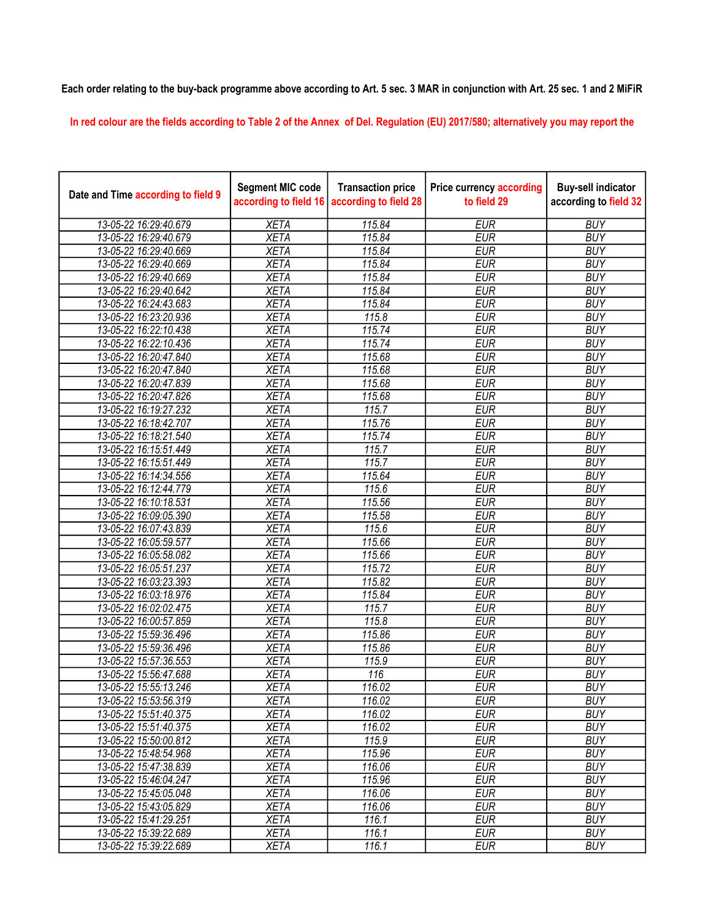**Each order relating to the buy-back programme above according to Art. 5 sec. 3 MAR in conjunction with Art. 25 sec. 1 and 2 MiFiR**

In red colour are the fields according to Table 2 of the Annex of Del. Regulation (EU) 2017/580; alternatively you may report the

| Date and Time according to field 9 | Segment MIC code according to field 16 | Transaction price according to field 28 | Price currency according to field 29 | Buy-sell indicator according to field 32 |
|---|---|---|---|---|
| 13-05-22 16:29:40.679 | XETA | 115.84 | EUR | BUY |
| 13-05-22 16:29:40.679 | XETA | 115.84 | EUR | BUY |
| 13-05-22 16:29:40.669 | XETA | 115.84 | EUR | BUY |
| 13-05-22 16:29:40.669 | XETA | 115.84 | EUR | BUY |
| 13-05-22 16:29:40.669 | XETA | 115.84 | EUR | BUY |
| 13-05-22 16:29:40.642 | XETA | 115.84 | EUR | BUY |
| 13-05-22 16:24:43.683 | XETA | 115.84 | EUR | BUY |
| 13-05-22 16:23:20.936 | XETA | 115.8 | EUR | BUY |
| 13-05-22 16:22:10.438 | XETA | 115.74 | EUR | BUY |
| 13-05-22 16:22:10.436 | XETA | 115.74 | EUR | BUY |
| 13-05-22 16:20:47.840 | XETA | 115.68 | EUR | BUY |
| 13-05-22 16:20:47.840 | XETA | 115.68 | EUR | BUY |
| 13-05-22 16:20:47.839 | XETA | 115.68 | EUR | BUY |
| 13-05-22 16:20:47.826 | XETA | 115.68 | EUR | BUY |
| 13-05-22 16:19:27.232 | XETA | 115.7 | EUR | BUY |
| 13-05-22 16:18:42.707 | XETA | 115.76 | EUR | BUY |
| 13-05-22 16:18:21.540 | XETA | 115.74 | EUR | BUY |
| 13-05-22 16:15:51.449 | XETA | 115.7 | EUR | BUY |
| 13-05-22 16:15:51.449 | XETA | 115.7 | EUR | BUY |
| 13-05-22 16:14:34.556 | XETA | 115.64 | EUR | BUY |
| 13-05-22 16:12:44.779 | XETA | 115.6 | EUR | BUY |
| 13-05-22 16:10:18.531 | XETA | 115.56 | EUR | BUY |
| 13-05-22 16:09:05.390 | XETA | 115.58 | EUR | BUY |
| 13-05-22 16:07:43.839 | XETA | 115.6 | EUR | BUY |
| 13-05-22 16:05:59.577 | XETA | 115.66 | EUR | BUY |
| 13-05-22 16:05:58.082 | XETA | 115.66 | EUR | BUY |
| 13-05-22 16:05:51.237 | XETA | 115.72 | EUR | BUY |
| 13-05-22 16:03:23.393 | XETA | 115.82 | EUR | BUY |
| 13-05-22 16:03:18.976 | XETA | 115.84 | EUR | BUY |
| 13-05-22 16:02:02.475 | XETA | 115.7 | EUR | BUY |
| 13-05-22 16:00:57.859 | XETA | 115.8 | EUR | BUY |
| 13-05-22 15:59:36.496 | XETA | 115.86 | EUR | BUY |
| 13-05-22 15:59:36.496 | XETA | 115.86 | EUR | BUY |
| 13-05-22 15:57:36.553 | XETA | 115.9 | EUR | BUY |
| 13-05-22 15:56:47.688 | XETA | 116 | EUR | BUY |
| 13-05-22 15:55:13.246 | XETA | 116.02 | EUR | BUY |
| 13-05-22 15:53:56.319 | XETA | 116.02 | EUR | BUY |
| 13-05-22 15:51:40.375 | XETA | 116.02 | EUR | BUY |
| 13-05-22 15:51:40.375 | XETA | 116.02 | EUR | BUY |
| 13-05-22 15:50:00.812 | XETA | 115.9 | EUR | BUY |
| 13-05-22 15:48:54.968 | XETA | 115.96 | EUR | BUY |
| 13-05-22 15:47:38.839 | XETA | 116.06 | EUR | BUY |
| 13-05-22 15:46:04.247 | XETA | 115.96 | EUR | BUY |
| 13-05-22 15:45:05.048 | XETA | 116.06 | EUR | BUY |
| 13-05-22 15:43:05.829 | XETA | 116.06 | EUR | BUY |
| 13-05-22 15:41:29.251 | XETA | 116.1 | EUR | BUY |
| 13-05-22 15:39:22.689 | XETA | 116.1 | EUR | BUY |
| 13-05-22 15:39:22.689 | XETA | 116.1 | EUR | BUY |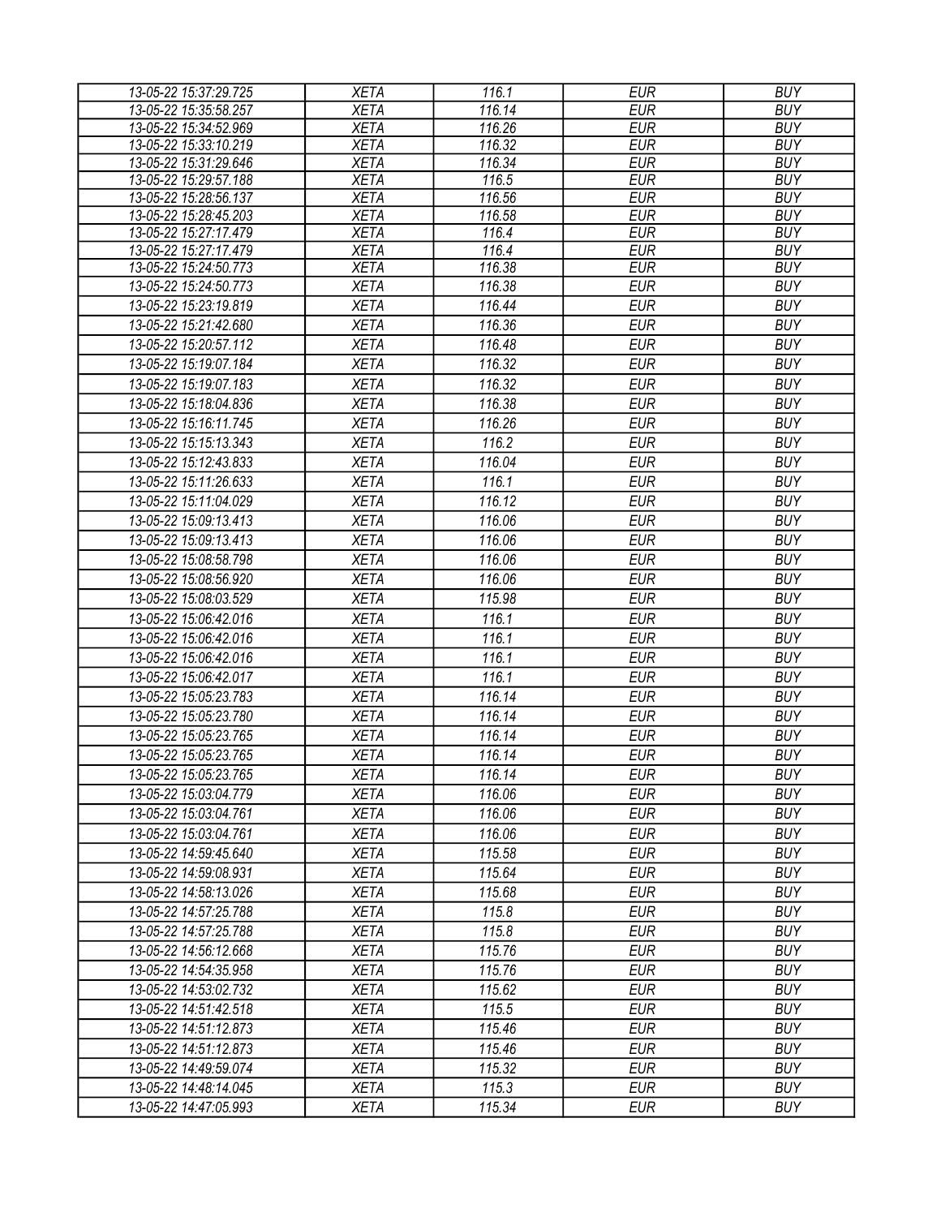| 13-05-22 15:37:29.725 | XETA | 116.1 | EUR | BUY |
|---|---|---|---|---|
| 13-05-22 15:35:58.257 | XETA | 116.14 | EUR | BUY |
| 13-05-22 15:34:52.969 | XETA | 116.26 | EUR | BUY |
| 13-05-22 15:33:10.219 | XETA | 116.32 | EUR | BUY |
| 13-05-22 15:31:29.646 | XETA | 116.34 | EUR | BUY |
| 13-05-22 15:29:57.188 | XETA | 116.5 | EUR | BUY |
| 13-05-22 15:28:56.137 | XETA | 116.56 | EUR | BUY |
| 13-05-22 15:28:45.203 | XETA | 116.58 | EUR | BUY |
| 13-05-22 15:27:17.479 | XETA | 116.4 | EUR | BUY |
| 13-05-22 15:27:17.479 | XETA | 116.4 | EUR | BUY |
| 13-05-22 15:24:50.773 | XETA | 116.38 | EUR | BUY |
| 13-05-22 15:24:50.773 | XETA | 116.38 | EUR | BUY |
| 13-05-22 15:23:19.819 | XETA | 116.44 | EUR | BUY |
| 13-05-22 15:21:42.680 | XETA | 116.36 | EUR | BUY |
| 13-05-22 15:20:57.112 | XETA | 116.48 | EUR | BUY |
| 13-05-22 15:19:07.184 | XETA | 116.32 | EUR | BUY |
| 13-05-22 15:19:07.183 | XETA | 116.32 | EUR | BUY |
| 13-05-22 15:18:04.836 | XETA | 116.38 | EUR | BUY |
| 13-05-22 15:16:11.745 | XETA | 116.26 | EUR | BUY |
| 13-05-22 15:15:13.343 | XETA | 116.2 | EUR | BUY |
| 13-05-22 15:12:43.833 | XETA | 116.04 | EUR | BUY |
| 13-05-22 15:11:26.633 | XETA | 116.1 | EUR | BUY |
| 13-05-22 15:11:04.029 | XETA | 116.12 | EUR | BUY |
| 13-05-22 15:09:13.413 | XETA | 116.06 | EUR | BUY |
| 13-05-22 15:09:13.413 | XETA | 116.06 | EUR | BUY |
| 13-05-22 15:08:58.798 | XETA | 116.06 | EUR | BUY |
| 13-05-22 15:08:56.920 | XETA | 116.06 | EUR | BUY |
| 13-05-22 15:08:03.529 | XETA | 115.98 | EUR | BUY |
| 13-05-22 15:06:42.016 | XETA | 116.1 | EUR | BUY |
| 13-05-22 15:06:42.016 | XETA | 116.1 | EUR | BUY |
| 13-05-22 15:06:42.016 | XETA | 116.1 | EUR | BUY |
| 13-05-22 15:06:42.017 | XETA | 116.1 | EUR | BUY |
| 13-05-22 15:05:23.783 | XETA | 116.14 | EUR | BUY |
| 13-05-22 15:05:23.780 | XETA | 116.14 | EUR | BUY |
| 13-05-22 15:05:23.765 | XETA | 116.14 | EUR | BUY |
| 13-05-22 15:05:23.765 | XETA | 116.14 | EUR | BUY |
| 13-05-22 15:05:23.765 | XETA | 116.14 | EUR | BUY |
| 13-05-22 15:03:04.779 | XETA | 116.06 | EUR | BUY |
| 13-05-22 15:03:04.761 | XETA | 116.06 | EUR | BUY |
| 13-05-22 15:03:04.761 | XETA | 116.06 | EUR | BUY |
| 13-05-22 14:59:45.640 | XETA | 115.58 | EUR | BUY |
| 13-05-22 14:59:08.931 | XETA | 115.64 | EUR | BUY |
| 13-05-22 14:58:13.026 | XETA | 115.68 | EUR | BUY |
| 13-05-22 14:57:25.788 | XETA | 115.8 | EUR | BUY |
| 13-05-22 14:57:25.788 | XETA | 115.8 | EUR | BUY |
| 13-05-22 14:56:12.668 | XETA | 115.76 | EUR | BUY |
| 13-05-22 14:54:35.958 | XETA | 115.76 | EUR | BUY |
| 13-05-22 14:53:02.732 | XETA | 115.62 | EUR | BUY |
| 13-05-22 14:51:42.518 | XETA | 115.5 | EUR | BUY |
| 13-05-22 14:51:12.873 | XETA | 115.46 | EUR | BUY |
| 13-05-22 14:51:12.873 | XETA | 115.46 | EUR | BUY |
| 13-05-22 14:49:59.074 | XETA | 115.32 | EUR | BUY |
| 13-05-22 14:48:14.045 | XETA | 115.3 | EUR | BUY |
| 13-05-22 14:47:05.993 | XETA | 115.34 | EUR | BUY |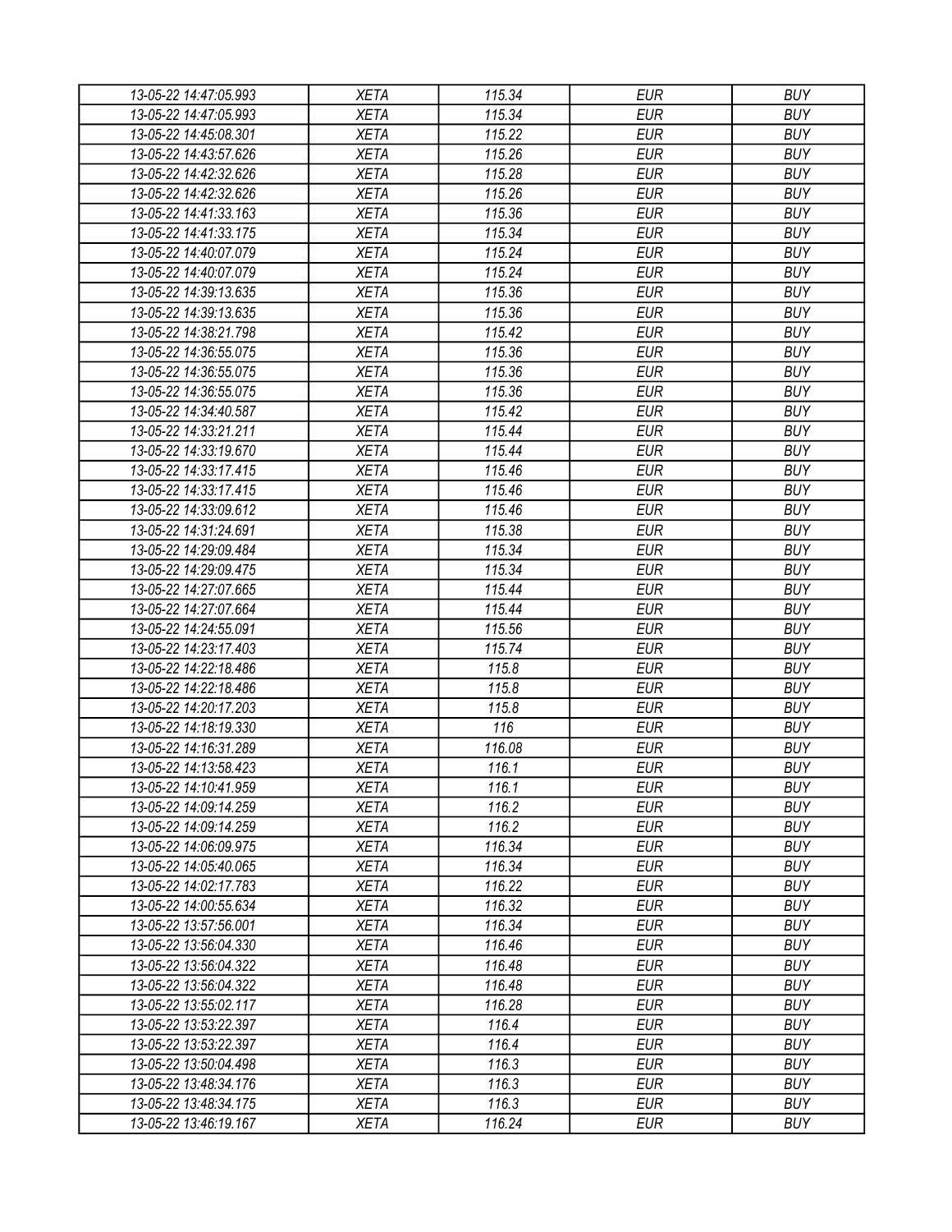| 13-05-22 14:47:05.993 | XETA | 115.34 | EUR | BUY |
|---|---|---|---|---|
| 13-05-22 14:47:05.993 | XETA | 115.34 | EUR | BUY |
| 13-05-22 14:45:08.301 | XETA | 115.22 | EUR | BUY |
| 13-05-22 14:43:57.626 | XETA | 115.26 | EUR | BUY |
| 13-05-22 14:42:32.626 | XETA | 115.28 | EUR | BUY |
| 13-05-22 14:42:32.626 | XETA | 115.26 | EUR | BUY |
| 13-05-22 14:41:33.163 | XETA | 115.36 | EUR | BUY |
| 13-05-22 14:41:33.175 | XETA | 115.34 | EUR | BUY |
| 13-05-22 14:40:07.079 | XETA | 115.24 | EUR | BUY |
| 13-05-22 14:40:07.079 | XETA | 115.24 | EUR | BUY |
| 13-05-22 14:39:13.635 | XETA | 115.36 | EUR | BUY |
| 13-05-22 14:39:13.635 | XETA | 115.36 | EUR | BUY |
| 13-05-22 14:38:21.798 | XETA | 115.42 | EUR | BUY |
| 13-05-22 14:36:55.075 | XETA | 115.36 | EUR | BUY |
| 13-05-22 14:36:55.075 | XETA | 115.36 | EUR | BUY |
| 13-05-22 14:36:55.075 | XETA | 115.36 | EUR | BUY |
| 13-05-22 14:34:40.587 | XETA | 115.42 | EUR | BUY |
| 13-05-22 14:33:21.211 | XETA | 115.44 | EUR | BUY |
| 13-05-22 14:33:19.670 | XETA | 115.44 | EUR | BUY |
| 13-05-22 14:33:17.415 | XETA | 115.46 | EUR | BUY |
| 13-05-22 14:33:17.415 | XETA | 115.46 | EUR | BUY |
| 13-05-22 14:33:09.612 | XETA | 115.46 | EUR | BUY |
| 13-05-22 14:31:24.691 | XETA | 115.38 | EUR | BUY |
| 13-05-22 14:29:09.484 | XETA | 115.34 | EUR | BUY |
| 13-05-22 14:29:09.475 | XETA | 115.34 | EUR | BUY |
| 13-05-22 14:27:07.665 | XETA | 115.44 | EUR | BUY |
| 13-05-22 14:27:07.664 | XETA | 115.44 | EUR | BUY |
| 13-05-22 14:24:55.091 | XETA | 115.56 | EUR | BUY |
| 13-05-22 14:23:17.403 | XETA | 115.74 | EUR | BUY |
| 13-05-22 14:22:18.486 | XETA | 115.8 | EUR | BUY |
| 13-05-22 14:22:18.486 | XETA | 115.8 | EUR | BUY |
| 13-05-22 14:20:17.203 | XETA | 115.8 | EUR | BUY |
| 13-05-22 14:18:19.330 | XETA | 116 | EUR | BUY |
| 13-05-22 14:16:31.289 | XETA | 116.08 | EUR | BUY |
| 13-05-22 14:13:58.423 | XETA | 116.1 | EUR | BUY |
| 13-05-22 14:10:41.959 | XETA | 116.1 | EUR | BUY |
| 13-05-22 14:09:14.259 | XETA | 116.2 | EUR | BUY |
| 13-05-22 14:09:14.259 | XETA | 116.2 | EUR | BUY |
| 13-05-22 14:06:09.975 | XETA | 116.34 | EUR | BUY |
| 13-05-22 14:05:40.065 | XETA | 116.34 | EUR | BUY |
| 13-05-22 14:02:17.783 | XETA | 116.22 | EUR | BUY |
| 13-05-22 14:00:55.634 | XETA | 116.32 | EUR | BUY |
| 13-05-22 13:57:56.001 | XETA | 116.34 | EUR | BUY |
| 13-05-22 13:56:04.330 | XETA | 116.46 | EUR | BUY |
| 13-05-22 13:56:04.322 | XETA | 116.48 | EUR | BUY |
| 13-05-22 13:56:04.322 | XETA | 116.48 | EUR | BUY |
| 13-05-22 13:55:02.117 | XETA | 116.28 | EUR | BUY |
| 13-05-22 13:53:22.397 | XETA | 116.4 | EUR | BUY |
| 13-05-22 13:53:22.397 | XETA | 116.4 | EUR | BUY |
| 13-05-22 13:50:04.498 | XETA | 116.3 | EUR | BUY |
| 13-05-22 13:48:34.176 | XETA | 116.3 | EUR | BUY |
| 13-05-22 13:48:34.175 | XETA | 116.3 | EUR | BUY |
| 13-05-22 13:46:19.167 | XETA | 116.24 | EUR | BUY |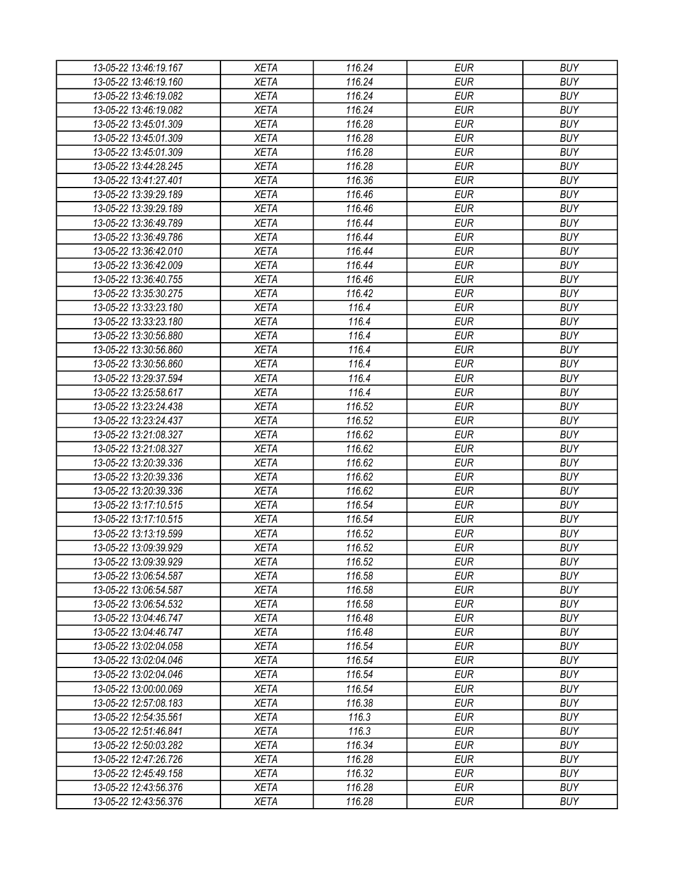| 13-05-22 13:46:19.167 | XETA | 116.24 | EUR | BUY |
|---|---|---|---|---|
| 13-05-22 13:46:19.160 | XETA | 116.24 | EUR | BUY |
| 13-05-22 13:46:19.082 | XETA | 116.24 | EUR | BUY |
| 13-05-22 13:46:19.082 | XETA | 116.24 | EUR | BUY |
| 13-05-22 13:45:01.309 | XETA | 116.28 | EUR | BUY |
| 13-05-22 13:45:01.309 | XETA | 116.28 | EUR | BUY |
| 13-05-22 13:45:01.309 | XETA | 116.28 | EUR | BUY |
| 13-05-22 13:44:28.245 | XETA | 116.28 | EUR | BUY |
| 13-05-22 13:41:27.401 | XETA | 116.36 | EUR | BUY |
| 13-05-22 13:39:29.189 | XETA | 116.46 | EUR | BUY |
| 13-05-22 13:39:29.189 | XETA | 116.46 | EUR | BUY |
| 13-05-22 13:36:49.789 | XETA | 116.44 | EUR | BUY |
| 13-05-22 13:36:49.786 | XETA | 116.44 | EUR | BUY |
| 13-05-22 13:36:42.010 | XETA | 116.44 | EUR | BUY |
| 13-05-22 13:36:42.009 | XETA | 116.44 | EUR | BUY |
| 13-05-22 13:36:40.755 | XETA | 116.46 | EUR | BUY |
| 13-05-22 13:35:30.275 | XETA | 116.42 | EUR | BUY |
| 13-05-22 13:33:23.180 | XETA | 116.4 | EUR | BUY |
| 13-05-22 13:33:23.180 | XETA | 116.4 | EUR | BUY |
| 13-05-22 13:30:56.880 | XETA | 116.4 | EUR | BUY |
| 13-05-22 13:30:56.860 | XETA | 116.4 | EUR | BUY |
| 13-05-22 13:30:56.860 | XETA | 116.4 | EUR | BUY |
| 13-05-22 13:29:37.594 | XETA | 116.4 | EUR | BUY |
| 13-05-22 13:25:58.617 | XETA | 116.4 | EUR | BUY |
| 13-05-22 13:23:24.438 | XETA | 116.52 | EUR | BUY |
| 13-05-22 13:23:24.437 | XETA | 116.52 | EUR | BUY |
| 13-05-22 13:21:08.327 | XETA | 116.62 | EUR | BUY |
| 13-05-22 13:21:08.327 | XETA | 116.62 | EUR | BUY |
| 13-05-22 13:20:39.336 | XETA | 116.62 | EUR | BUY |
| 13-05-22 13:20:39.336 | XETA | 116.62 | EUR | BUY |
| 13-05-22 13:20:39.336 | XETA | 116.62 | EUR | BUY |
| 13-05-22 13:17:10.515 | XETA | 116.54 | EUR | BUY |
| 13-05-22 13:17:10.515 | XETA | 116.54 | EUR | BUY |
| 13-05-22 13:13:19.599 | XETA | 116.52 | EUR | BUY |
| 13-05-22 13:09:39.929 | XETA | 116.52 | EUR | BUY |
| 13-05-22 13:09:39.929 | XETA | 116.52 | EUR | BUY |
| 13-05-22 13:06:54.587 | XETA | 116.58 | EUR | BUY |
| 13-05-22 13:06:54.587 | XETA | 116.58 | EUR | BUY |
| 13-05-22 13:06:54.532 | XETA | 116.58 | EUR | BUY |
| 13-05-22 13:04:46.747 | XETA | 116.48 | EUR | BUY |
| 13-05-22 13:04:46.747 | XETA | 116.48 | EUR | BUY |
| 13-05-22 13:02:04.058 | XETA | 116.54 | EUR | BUY |
| 13-05-22 13:02:04.046 | XETA | 116.54 | EUR | BUY |
| 13-05-22 13:02:04.046 | XETA | 116.54 | EUR | BUY |
| 13-05-22 13:00:00.069 | XETA | 116.54 | EUR | BUY |
| 13-05-22 12:57:08.183 | XETA | 116.38 | EUR | BUY |
| 13-05-22 12:54:35.561 | XETA | 116.3 | EUR | BUY |
| 13-05-22 12:51:46.841 | XETA | 116.3 | EUR | BUY |
| 13-05-22 12:50:03.282 | XETA | 116.34 | EUR | BUY |
| 13-05-22 12:47:26.726 | XETA | 116.28 | EUR | BUY |
| 13-05-22 12:45:49.158 | XETA | 116.32 | EUR | BUY |
| 13-05-22 12:43:56.376 | XETA | 116.28 | EUR | BUY |
| 13-05-22 12:43:56.376 | XETA | 116.28 | EUR | BUY |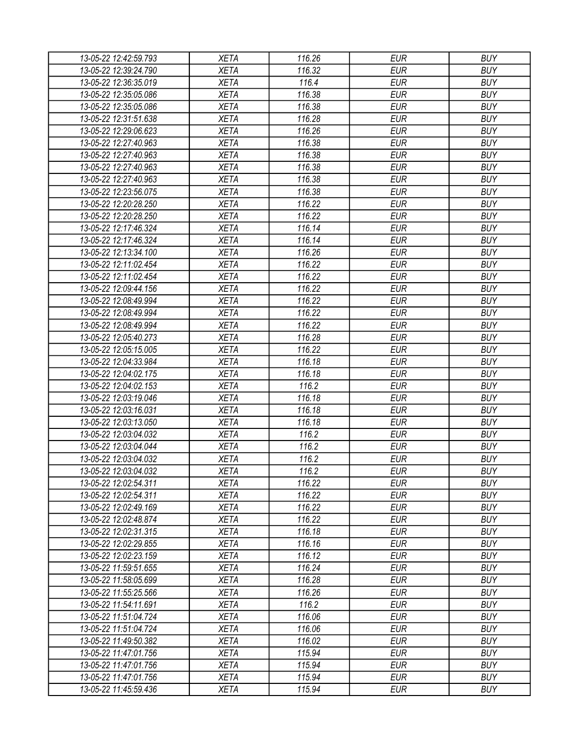| 13-05-22 12:42:59.793 | XETA | 116.26 | EUR | BUY |
|---|---|---|---|---|
| 13-05-22 12:39:24.790 | XETA | 116.32 | EUR | BUY |
| 13-05-22 12:36:35.019 | XETA | 116.4 | EUR | BUY |
| 13-05-22 12:35:05.086 | XETA | 116.38 | EUR | BUY |
| 13-05-22 12:35:05.086 | XETA | 116.38 | EUR | BUY |
| 13-05-22 12:31:51.638 | XETA | 116.28 | EUR | BUY |
| 13-05-22 12:29:06.623 | XETA | 116.26 | EUR | BUY |
| 13-05-22 12:27:40.963 | XETA | 116.38 | EUR | BUY |
| 13-05-22 12:27:40.963 | XETA | 116.38 | EUR | BUY |
| 13-05-22 12:27:40.963 | XETA | 116.38 | EUR | BUY |
| 13-05-22 12:27:40.963 | XETA | 116.38 | EUR | BUY |
| 13-05-22 12:23:56.075 | XETA | 116.38 | EUR | BUY |
| 13-05-22 12:20:28.250 | XETA | 116.22 | EUR | BUY |
| 13-05-22 12:20:28.250 | XETA | 116.22 | EUR | BUY |
| 13-05-22 12:17:46.324 | XETA | 116.14 | EUR | BUY |
| 13-05-22 12:17:46.324 | XETA | 116.14 | EUR | BUY |
| 13-05-22 12:13:34.100 | XETA | 116.26 | EUR | BUY |
| 13-05-22 12:11:02.454 | XETA | 116.22 | EUR | BUY |
| 13-05-22 12:11:02.454 | XETA | 116.22 | EUR | BUY |
| 13-05-22 12:09:44.156 | XETA | 116.22 | EUR | BUY |
| 13-05-22 12:08:49.994 | XETA | 116.22 | EUR | BUY |
| 13-05-22 12:08:49.994 | XETA | 116.22 | EUR | BUY |
| 13-05-22 12:08:49.994 | XETA | 116.22 | EUR | BUY |
| 13-05-22 12:05:40.273 | XETA | 116.28 | EUR | BUY |
| 13-05-22 12:05:15.005 | XETA | 116.22 | EUR | BUY |
| 13-05-22 12:04:33.984 | XETA | 116.18 | EUR | BUY |
| 13-05-22 12:04:02.175 | XETA | 116.18 | EUR | BUY |
| 13-05-22 12:04:02.153 | XETA | 116.2 | EUR | BUY |
| 13-05-22 12:03:19.046 | XETA | 116.18 | EUR | BUY |
| 13-05-22 12:03:16.031 | XETA | 116.18 | EUR | BUY |
| 13-05-22 12:03:13.050 | XETA | 116.18 | EUR | BUY |
| 13-05-22 12:03:04.032 | XETA | 116.2 | EUR | BUY |
| 13-05-22 12:03:04.044 | XETA | 116.2 | EUR | BUY |
| 13-05-22 12:03:04.032 | XETA | 116.2 | EUR | BUY |
| 13-05-22 12:03:04.032 | XETA | 116.2 | EUR | BUY |
| 13-05-22 12:02:54.311 | XETA | 116.22 | EUR | BUY |
| 13-05-22 12:02:54.311 | XETA | 116.22 | EUR | BUY |
| 13-05-22 12:02:49.169 | XETA | 116.22 | EUR | BUY |
| 13-05-22 12:02:48.874 | XETA | 116.22 | EUR | BUY |
| 13-05-22 12:02:31.315 | XETA | 116.18 | EUR | BUY |
| 13-05-22 12:02:29.855 | XETA | 116.16 | EUR | BUY |
| 13-05-22 12:02:23.159 | XETA | 116.12 | EUR | BUY |
| 13-05-22 11:59:51.655 | XETA | 116.24 | EUR | BUY |
| 13-05-22 11:58:05.699 | XETA | 116.28 | EUR | BUY |
| 13-05-22 11:55:25.566 | XETA | 116.26 | EUR | BUY |
| 13-05-22 11:54:11.691 | XETA | 116.2 | EUR | BUY |
| 13-05-22 11:51:04.724 | XETA | 116.06 | EUR | BUY |
| 13-05-22 11:51:04.724 | XETA | 116.06 | EUR | BUY |
| 13-05-22 11:49:50.382 | XETA | 116.02 | EUR | BUY |
| 13-05-22 11:47:01.756 | XETA | 115.94 | EUR | BUY |
| 13-05-22 11:47:01.756 | XETA | 115.94 | EUR | BUY |
| 13-05-22 11:47:01.756 | XETA | 115.94 | EUR | BUY |
| 13-05-22 11:45:59.436 | XETA | 115.94 | EUR | BUY |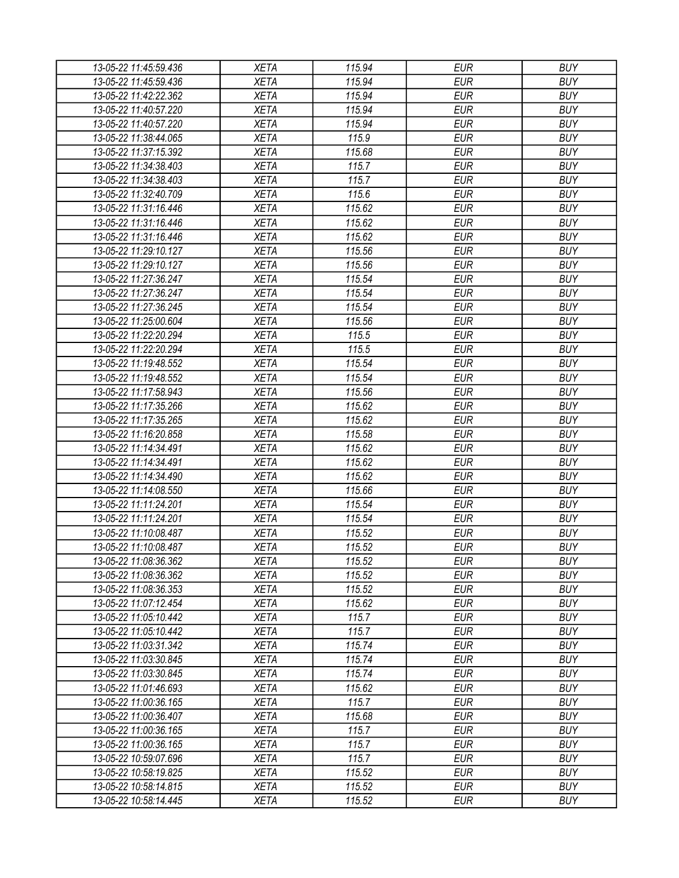| 13-05-22 11:45:59.436 | XETA | 115.94 | EUR | BUY |
|---|---|---|---|---|
| 13-05-22 11:45:59.436 | XETA | 115.94 | EUR | BUY |
| 13-05-22 11:42:22.362 | XETA | 115.94 | EUR | BUY |
| 13-05-22 11:40:57.220 | XETA | 115.94 | EUR | BUY |
| 13-05-22 11:40:57.220 | XETA | 115.94 | EUR | BUY |
| 13-05-22 11:38:44.065 | XETA | 115.9 | EUR | BUY |
| 13-05-22 11:37:15.392 | XETA | 115.68 | EUR | BUY |
| 13-05-22 11:34:38.403 | XETA | 115.7 | EUR | BUY |
| 13-05-22 11:34:38.403 | XETA | 115.7 | EUR | BUY |
| 13-05-22 11:32:40.709 | XETA | 115.6 | EUR | BUY |
| 13-05-22 11:31:16.446 | XETA | 115.62 | EUR | BUY |
| 13-05-22 11:31:16.446 | XETA | 115.62 | EUR | BUY |
| 13-05-22 11:31:16.446 | XETA | 115.62 | EUR | BUY |
| 13-05-22 11:29:10.127 | XETA | 115.56 | EUR | BUY |
| 13-05-22 11:29:10.127 | XETA | 115.56 | EUR | BUY |
| 13-05-22 11:27:36.247 | XETA | 115.54 | EUR | BUY |
| 13-05-22 11:27:36.247 | XETA | 115.54 | EUR | BUY |
| 13-05-22 11:27:36.245 | XETA | 115.54 | EUR | BUY |
| 13-05-22 11:25:00.604 | XETA | 115.56 | EUR | BUY |
| 13-05-22 11:22:20.294 | XETA | 115.5 | EUR | BUY |
| 13-05-22 11:22:20.294 | XETA | 115.5 | EUR | BUY |
| 13-05-22 11:19:48.552 | XETA | 115.54 | EUR | BUY |
| 13-05-22 11:19:48.552 | XETA | 115.54 | EUR | BUY |
| 13-05-22 11:17:58.943 | XETA | 115.56 | EUR | BUY |
| 13-05-22 11:17:35.266 | XETA | 115.62 | EUR | BUY |
| 13-05-22 11:17:35.265 | XETA | 115.62 | EUR | BUY |
| 13-05-22 11:16:20.858 | XETA | 115.58 | EUR | BUY |
| 13-05-22 11:14:34.491 | XETA | 115.62 | EUR | BUY |
| 13-05-22 11:14:34.491 | XETA | 115.62 | EUR | BUY |
| 13-05-22 11:14:34.490 | XETA | 115.62 | EUR | BUY |
| 13-05-22 11:14:08.550 | XETA | 115.66 | EUR | BUY |
| 13-05-22 11:11:24.201 | XETA | 115.54 | EUR | BUY |
| 13-05-22 11:11:24.201 | XETA | 115.54 | EUR | BUY |
| 13-05-22 11:10:08.487 | XETA | 115.52 | EUR | BUY |
| 13-05-22 11:10:08.487 | XETA | 115.52 | EUR | BUY |
| 13-05-22 11:08:36.362 | XETA | 115.52 | EUR | BUY |
| 13-05-22 11:08:36.362 | XETA | 115.52 | EUR | BUY |
| 13-05-22 11:08:36.353 | XETA | 115.52 | EUR | BUY |
| 13-05-22 11:07:12.454 | XETA | 115.62 | EUR | BUY |
| 13-05-22 11:05:10.442 | XETA | 115.7 | EUR | BUY |
| 13-05-22 11:05:10.442 | XETA | 115.7 | EUR | BUY |
| 13-05-22 11:03:31.342 | XETA | 115.74 | EUR | BUY |
| 13-05-22 11:03:30.845 | XETA | 115.74 | EUR | BUY |
| 13-05-22 11:03:30.845 | XETA | 115.74 | EUR | BUY |
| 13-05-22 11:01:46.693 | XETA | 115.62 | EUR | BUY |
| 13-05-22 11:00:36.165 | XETA | 115.7 | EUR | BUY |
| 13-05-22 11:00:36.407 | XETA | 115.68 | EUR | BUY |
| 13-05-22 11:00:36.165 | XETA | 115.7 | EUR | BUY |
| 13-05-22 11:00:36.165 | XETA | 115.7 | EUR | BUY |
| 13-05-22 10:59:07.696 | XETA | 115.7 | EUR | BUY |
| 13-05-22 10:58:19.825 | XETA | 115.52 | EUR | BUY |
| 13-05-22 10:58:14.815 | XETA | 115.52 | EUR | BUY |
| 13-05-22 10:58:14.445 | XETA | 115.52 | EUR | BUY |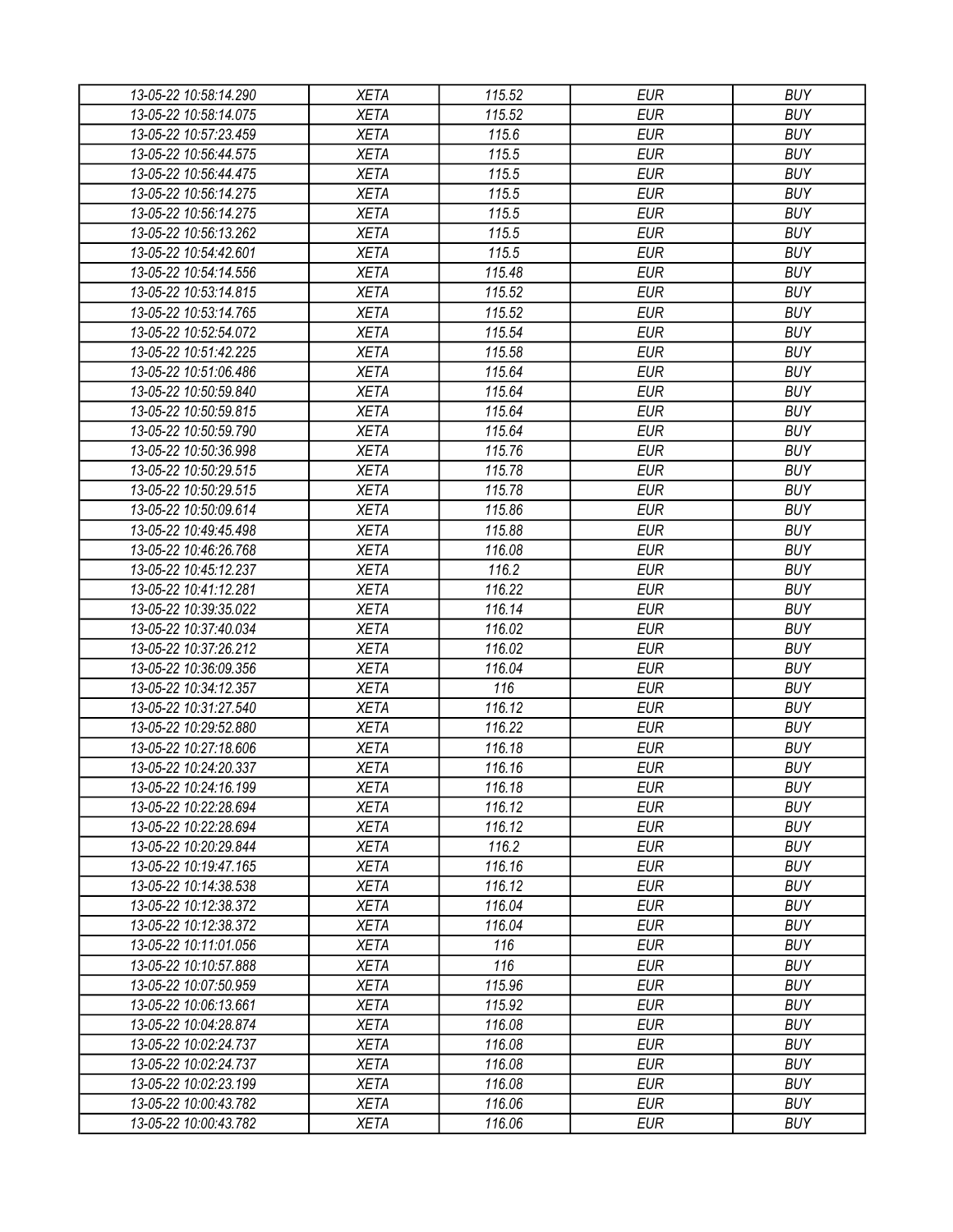| 13-05-22 10:58:14.290 | XETA | 115.52 | EUR | BUY |
|---|---|---|---|---|
| 13-05-22 10:58:14.075 | XETA | 115.52 | EUR | BUY |
| 13-05-22 10:57:23.459 | XETA | 115.6 | EUR | BUY |
| 13-05-22 10:56:44.575 | XETA | 115.5 | EUR | BUY |
| 13-05-22 10:56:44.475 | XETA | 115.5 | EUR | BUY |
| 13-05-22 10:56:14.275 | XETA | 115.5 | EUR | BUY |
| 13-05-22 10:56:14.275 | XETA | 115.5 | EUR | BUY |
| 13-05-22 10:56:13.262 | XETA | 115.5 | EUR | BUY |
| 13-05-22 10:54:42.601 | XETA | 115.5 | EUR | BUY |
| 13-05-22 10:54:14.556 | XETA | 115.48 | EUR | BUY |
| 13-05-22 10:53:14.815 | XETA | 115.52 | EUR | BUY |
| 13-05-22 10:53:14.765 | XETA | 115.52 | EUR | BUY |
| 13-05-22 10:52:54.072 | XETA | 115.54 | EUR | BUY |
| 13-05-22 10:51:42.225 | XETA | 115.58 | EUR | BUY |
| 13-05-22 10:51:06.486 | XETA | 115.64 | EUR | BUY |
| 13-05-22 10:50:59.840 | XETA | 115.64 | EUR | BUY |
| 13-05-22 10:50:59.815 | XETA | 115.64 | EUR | BUY |
| 13-05-22 10:50:59.790 | XETA | 115.64 | EUR | BUY |
| 13-05-22 10:50:36.998 | XETA | 115.76 | EUR | BUY |
| 13-05-22 10:50:29.515 | XETA | 115.78 | EUR | BUY |
| 13-05-22 10:50:29.515 | XETA | 115.78 | EUR | BUY |
| 13-05-22 10:50:09.614 | XETA | 115.86 | EUR | BUY |
| 13-05-22 10:49:45.498 | XETA | 115.88 | EUR | BUY |
| 13-05-22 10:46:26.768 | XETA | 116.08 | EUR | BUY |
| 13-05-22 10:45:12.237 | XETA | 116.2 | EUR | BUY |
| 13-05-22 10:41:12.281 | XETA | 116.22 | EUR | BUY |
| 13-05-22 10:39:35.022 | XETA | 116.14 | EUR | BUY |
| 13-05-22 10:37:40.034 | XETA | 116.02 | EUR | BUY |
| 13-05-22 10:37:26.212 | XETA | 116.02 | EUR | BUY |
| 13-05-22 10:36:09.356 | XETA | 116.04 | EUR | BUY |
| 13-05-22 10:34:12.357 | XETA | 116 | EUR | BUY |
| 13-05-22 10:31:27.540 | XETA | 116.12 | EUR | BUY |
| 13-05-22 10:29:52.880 | XETA | 116.22 | EUR | BUY |
| 13-05-22 10:27:18.606 | XETA | 116.18 | EUR | BUY |
| 13-05-22 10:24:20.337 | XETA | 116.16 | EUR | BUY |
| 13-05-22 10:24:16.199 | XETA | 116.18 | EUR | BUY |
| 13-05-22 10:22:28.694 | XETA | 116.12 | EUR | BUY |
| 13-05-22 10:22:28.694 | XETA | 116.12 | EUR | BUY |
| 13-05-22 10:20:29.844 | XETA | 116.2 | EUR | BUY |
| 13-05-22 10:19:47.165 | XETA | 116.16 | EUR | BUY |
| 13-05-22 10:14:38.538 | XETA | 116.12 | EUR | BUY |
| 13-05-22 10:12:38.372 | XETA | 116.04 | EUR | BUY |
| 13-05-22 10:12:38.372 | XETA | 116.04 | EUR | BUY |
| 13-05-22 10:11:01.056 | XETA | 116 | EUR | BUY |
| 13-05-22 10:10:57.888 | XETA | 116 | EUR | BUY |
| 13-05-22 10:07:50.959 | XETA | 115.96 | EUR | BUY |
| 13-05-22 10:06:13.661 | XETA | 115.92 | EUR | BUY |
| 13-05-22 10:04:28.874 | XETA | 116.08 | EUR | BUY |
| 13-05-22 10:02:24.737 | XETA | 116.08 | EUR | BUY |
| 13-05-22 10:02:24.737 | XETA | 116.08 | EUR | BUY |
| 13-05-22 10:02:23.199 | XETA | 116.08 | EUR | BUY |
| 13-05-22 10:00:43.782 | XETA | 116.06 | EUR | BUY |
| 13-05-22 10:00:43.782 | XETA | 116.06 | EUR | BUY |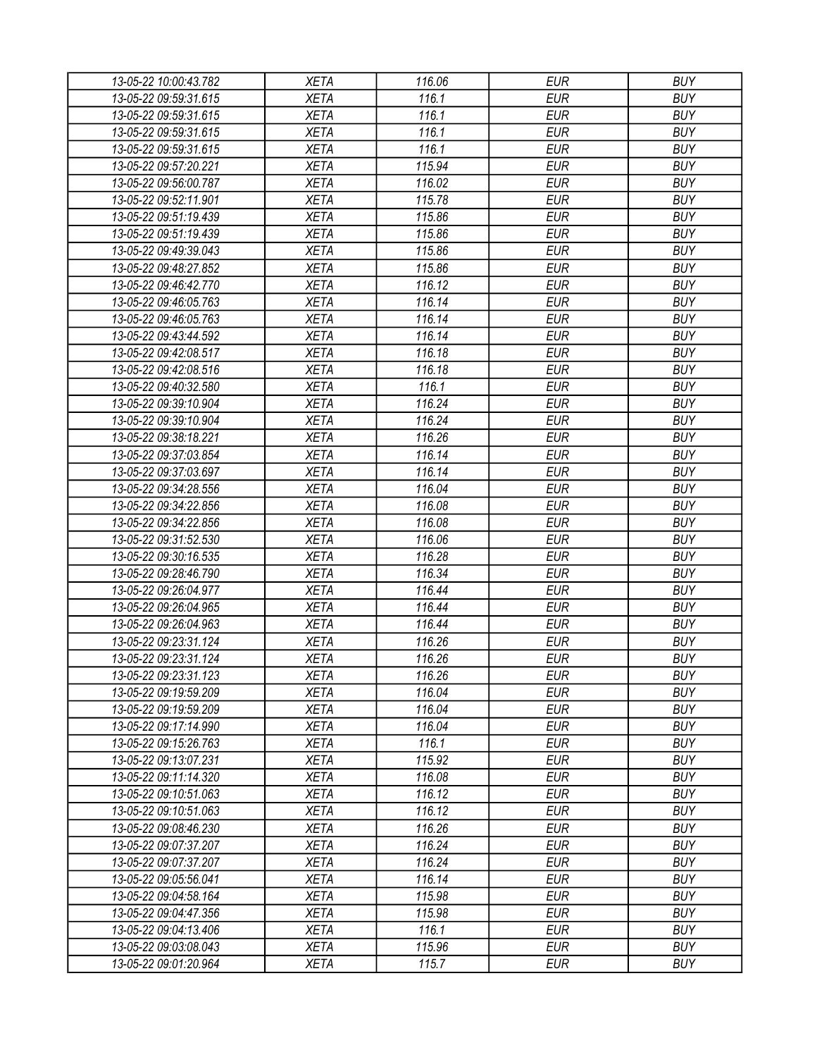| | | | | |
|---|---|---|---|---|
| 13-05-22 10:00:43.782 | XETA | 116.06 | EUR | BUY |
| 13-05-22 09:59:31.615 | XETA | 116.1 | EUR | BUY |
| 13-05-22 09:59:31.615 | XETA | 116.1 | EUR | BUY |
| 13-05-22 09:59:31.615 | XETA | 116.1 | EUR | BUY |
| 13-05-22 09:59:31.615 | XETA | 116.1 | EUR | BUY |
| 13-05-22 09:57:20.221 | XETA | 115.94 | EUR | BUY |
| 13-05-22 09:56:00.787 | XETA | 116.02 | EUR | BUY |
| 13-05-22 09:52:11.901 | XETA | 115.78 | EUR | BUY |
| 13-05-22 09:51:19.439 | XETA | 115.86 | EUR | BUY |
| 13-05-22 09:51:19.439 | XETA | 115.86 | EUR | BUY |
| 13-05-22 09:49:39.043 | XETA | 115.86 | EUR | BUY |
| 13-05-22 09:48:27.852 | XETA | 115.86 | EUR | BUY |
| 13-05-22 09:46:42.770 | XETA | 116.12 | EUR | BUY |
| 13-05-22 09:46:05.763 | XETA | 116.14 | EUR | BUY |
| 13-05-22 09:46:05.763 | XETA | 116.14 | EUR | BUY |
| 13-05-22 09:43:44.592 | XETA | 116.14 | EUR | BUY |
| 13-05-22 09:42:08.517 | XETA | 116.18 | EUR | BUY |
| 13-05-22 09:42:08.516 | XETA | 116.18 | EUR | BUY |
| 13-05-22 09:40:32.580 | XETA | 116.1 | EUR | BUY |
| 13-05-22 09:39:10.904 | XETA | 116.24 | EUR | BUY |
| 13-05-22 09:39:10.904 | XETA | 116.24 | EUR | BUY |
| 13-05-22 09:38:18.221 | XETA | 116.26 | EUR | BUY |
| 13-05-22 09:37:03.854 | XETA | 116.14 | EUR | BUY |
| 13-05-22 09:37:03.697 | XETA | 116.14 | EUR | BUY |
| 13-05-22 09:34:28.556 | XETA | 116.04 | EUR | BUY |
| 13-05-22 09:34:22.856 | XETA | 116.08 | EUR | BUY |
| 13-05-22 09:34:22.856 | XETA | 116.08 | EUR | BUY |
| 13-05-22 09:31:52.530 | XETA | 116.06 | EUR | BUY |
| 13-05-22 09:30:16.535 | XETA | 116.28 | EUR | BUY |
| 13-05-22 09:28:46.790 | XETA | 116.34 | EUR | BUY |
| 13-05-22 09:26:04.977 | XETA | 116.44 | EUR | BUY |
| 13-05-22 09:26:04.965 | XETA | 116.44 | EUR | BUY |
| 13-05-22 09:26:04.963 | XETA | 116.44 | EUR | BUY |
| 13-05-22 09:23:31.124 | XETA | 116.26 | EUR | BUY |
| 13-05-22 09:23:31.124 | XETA | 116.26 | EUR | BUY |
| 13-05-22 09:23:31.123 | XETA | 116.26 | EUR | BUY |
| 13-05-22 09:19:59.209 | XETA | 116.04 | EUR | BUY |
| 13-05-22 09:19:59.209 | XETA | 116.04 | EUR | BUY |
| 13-05-22 09:17:14.990 | XETA | 116.04 | EUR | BUY |
| 13-05-22 09:15:26.763 | XETA | 116.1 | EUR | BUY |
| 13-05-22 09:13:07.231 | XETA | 115.92 | EUR | BUY |
| 13-05-22 09:11:14.320 | XETA | 116.08 | EUR | BUY |
| 13-05-22 09:10:51.063 | XETA | 116.12 | EUR | BUY |
| 13-05-22 09:10:51.063 | XETA | 116.12 | EUR | BUY |
| 13-05-22 09:08:46.230 | XETA | 116.26 | EUR | BUY |
| 13-05-22 09:07:37.207 | XETA | 116.24 | EUR | BUY |
| 13-05-22 09:07:37.207 | XETA | 116.24 | EUR | BUY |
| 13-05-22 09:05:56.041 | XETA | 116.14 | EUR | BUY |
| 13-05-22 09:04:58.164 | XETA | 115.98 | EUR | BUY |
| 13-05-22 09:04:47.356 | XETA | 115.98 | EUR | BUY |
| 13-05-22 09:04:13.406 | XETA | 116.1 | EUR | BUY |
| 13-05-22 09:03:08.043 | XETA | 115.96 | EUR | BUY |
| 13-05-22 09:01:20.964 | XETA | 115.7 | EUR | BUY |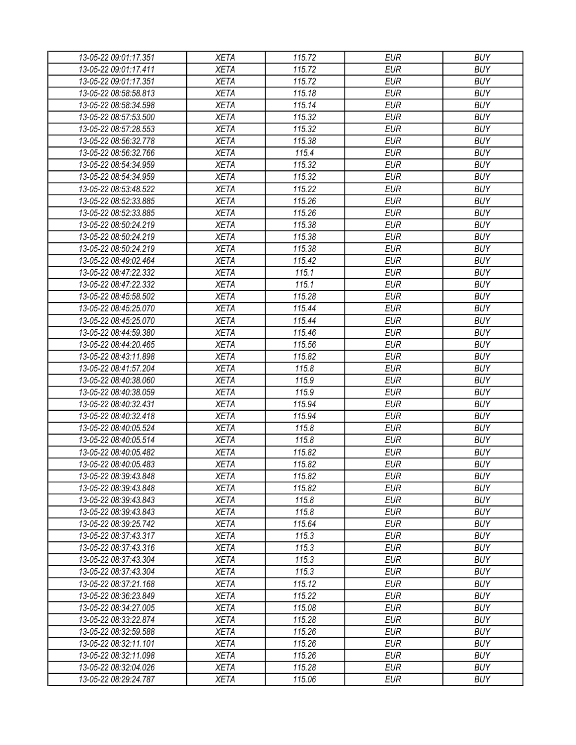| 13-05-22 09:01:17.351 | XETA | 115.72 | EUR | BUY |
|---|---|---|---|---|
| 13-05-22 09:01:17.411 | XETA | 115.72 | EUR | BUY |
| 13-05-22 09:01:17.351 | XETA | 115.72 | EUR | BUY |
| 13-05-22 08:58:58.813 | XETA | 115.18 | EUR | BUY |
| 13-05-22 08:58:34.598 | XETA | 115.14 | EUR | BUY |
| 13-05-22 08:57:53.500 | XETA | 115.32 | EUR | BUY |
| 13-05-22 08:57:28.553 | XETA | 115.32 | EUR | BUY |
| 13-05-22 08:56:32.778 | XETA | 115.38 | EUR | BUY |
| 13-05-22 08:56:32.766 | XETA | 115.4 | EUR | BUY |
| 13-05-22 08:54:34.959 | XETA | 115.32 | EUR | BUY |
| 13-05-22 08:54:34.959 | XETA | 115.32 | EUR | BUY |
| 13-05-22 08:53:48.522 | XETA | 115.22 | EUR | BUY |
| 13-05-22 08:52:33.885 | XETA | 115.26 | EUR | BUY |
| 13-05-22 08:52:33.885 | XETA | 115.26 | EUR | BUY |
| 13-05-22 08:50:24.219 | XETA | 115.38 | EUR | BUY |
| 13-05-22 08:50:24.219 | XETA | 115.38 | EUR | BUY |
| 13-05-22 08:50:24.219 | XETA | 115.38 | EUR | BUY |
| 13-05-22 08:49:02.464 | XETA | 115.42 | EUR | BUY |
| 13-05-22 08:47:22.332 | XETA | 115.1 | EUR | BUY |
| 13-05-22 08:47:22.332 | XETA | 115.1 | EUR | BUY |
| 13-05-22 08:45:58.502 | XETA | 115.28 | EUR | BUY |
| 13-05-22 08:45:25.070 | XETA | 115.44 | EUR | BUY |
| 13-05-22 08:45:25.070 | XETA | 115.44 | EUR | BUY |
| 13-05-22 08:44:59.380 | XETA | 115.46 | EUR | BUY |
| 13-05-22 08:44:20.465 | XETA | 115.56 | EUR | BUY |
| 13-05-22 08:43:11.898 | XETA | 115.82 | EUR | BUY |
| 13-05-22 08:41:57.204 | XETA | 115.8 | EUR | BUY |
| 13-05-22 08:40:38.060 | XETA | 115.9 | EUR | BUY |
| 13-05-22 08:40:38.059 | XETA | 115.9 | EUR | BUY |
| 13-05-22 08:40:32.431 | XETA | 115.94 | EUR | BUY |
| 13-05-22 08:40:32.418 | XETA | 115.94 | EUR | BUY |
| 13-05-22 08:40:05.524 | XETA | 115.8 | EUR | BUY |
| 13-05-22 08:40:05.514 | XETA | 115.8 | EUR | BUY |
| 13-05-22 08:40:05.482 | XETA | 115.82 | EUR | BUY |
| 13-05-22 08:40:05.483 | XETA | 115.82 | EUR | BUY |
| 13-05-22 08:39:43.848 | XETA | 115.82 | EUR | BUY |
| 13-05-22 08:39:43.848 | XETA | 115.82 | EUR | BUY |
| 13-05-22 08:39:43.843 | XETA | 115.8 | EUR | BUY |
| 13-05-22 08:39:43.843 | XETA | 115.8 | EUR | BUY |
| 13-05-22 08:39:25.742 | XETA | 115.64 | EUR | BUY |
| 13-05-22 08:37:43.317 | XETA | 115.3 | EUR | BUY |
| 13-05-22 08:37:43.316 | XETA | 115.3 | EUR | BUY |
| 13-05-22 08:37:43.304 | XETA | 115.3 | EUR | BUY |
| 13-05-22 08:37:43.304 | XETA | 115.3 | EUR | BUY |
| 13-05-22 08:37:21.168 | XETA | 115.12 | EUR | BUY |
| 13-05-22 08:36:23.849 | XETA | 115.22 | EUR | BUY |
| 13-05-22 08:34:27.005 | XETA | 115.08 | EUR | BUY |
| 13-05-22 08:33:22.874 | XETA | 115.28 | EUR | BUY |
| 13-05-22 08:32:59.588 | XETA | 115.26 | EUR | BUY |
| 13-05-22 08:32:11.101 | XETA | 115.26 | EUR | BUY |
| 13-05-22 08:32:11.098 | XETA | 115.26 | EUR | BUY |
| 13-05-22 08:32:04.026 | XETA | 115.28 | EUR | BUY |
| 13-05-22 08:29:24.787 | XETA | 115.06 | EUR | BUY |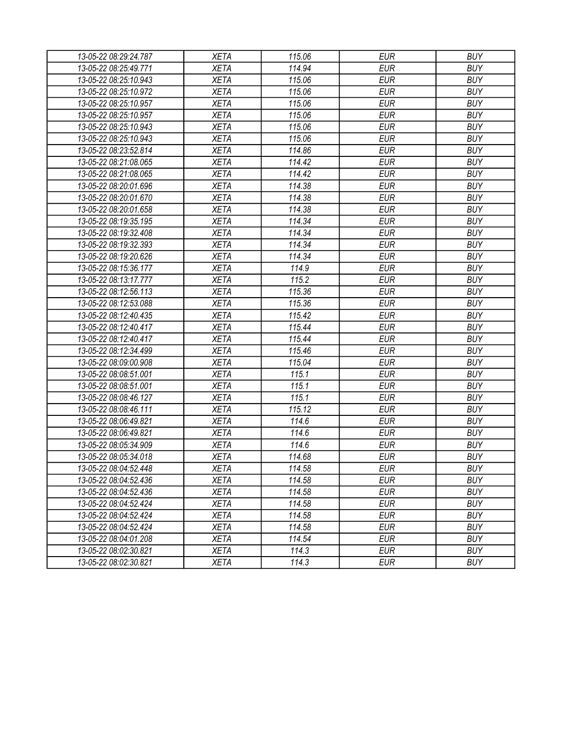| | | | | |
|---|---|---|---|---|
| 13-05-22 08:29:24.787 | XETA | 115.06 | EUR | BUY |
| 13-05-22 08:25:49.771 | XETA | 114.94 | EUR | BUY |
| 13-05-22 08:25:10.943 | XETA | 115.06 | EUR | BUY |
| 13-05-22 08:25:10.972 | XETA | 115.06 | EUR | BUY |
| 13-05-22 08:25:10.957 | XETA | 115.06 | EUR | BUY |
| 13-05-22 08:25:10.957 | XETA | 115.06 | EUR | BUY |
| 13-05-22 08:25:10.943 | XETA | 115.06 | EUR | BUY |
| 13-05-22 08:25:10.943 | XETA | 115.06 | EUR | BUY |
| 13-05-22 08:23:52.814 | XETA | 114.86 | EUR | BUY |
| 13-05-22 08:21:08.065 | XETA | 114.42 | EUR | BUY |
| 13-05-22 08:21:08.065 | XETA | 114.42 | EUR | BUY |
| 13-05-22 08:20:01.696 | XETA | 114.38 | EUR | BUY |
| 13-05-22 08:20:01.670 | XETA | 114.38 | EUR | BUY |
| 13-05-22 08:20:01.658 | XETA | 114.38 | EUR | BUY |
| 13-05-22 08:19:35.195 | XETA | 114.34 | EUR | BUY |
| 13-05-22 08:19:32.408 | XETA | 114.34 | EUR | BUY |
| 13-05-22 08:19:32.393 | XETA | 114.34 | EUR | BUY |
| 13-05-22 08:19:20.626 | XETA | 114.34 | EUR | BUY |
| 13-05-22 08:15:36.177 | XETA | 114.9 | EUR | BUY |
| 13-05-22 08:13:17.777 | XETA | 115.2 | EUR | BUY |
| 13-05-22 08:12:56.113 | XETA | 115.36 | EUR | BUY |
| 13-05-22 08:12:53.088 | XETA | 115.36 | EUR | BUY |
| 13-05-22 08:12:40.435 | XETA | 115.42 | EUR | BUY |
| 13-05-22 08:12:40.417 | XETA | 115.44 | EUR | BUY |
| 13-05-22 08:12:40.417 | XETA | 115.44 | EUR | BUY |
| 13-05-22 08:12:34.499 | XETA | 115.46 | EUR | BUY |
| 13-05-22 08:09:00.908 | XETA | 115.04 | EUR | BUY |
| 13-05-22 08:08:51.001 | XETA | 115.1 | EUR | BUY |
| 13-05-22 08:08:51.001 | XETA | 115.1 | EUR | BUY |
| 13-05-22 08:08:46.127 | XETA | 115.1 | EUR | BUY |
| 13-05-22 08:08:46.111 | XETA | 115.12 | EUR | BUY |
| 13-05-22 08:06:49.821 | XETA | 114.6 | EUR | BUY |
| 13-05-22 08:06:49.821 | XETA | 114.6 | EUR | BUY |
| 13-05-22 08:05:34.909 | XETA | 114.6 | EUR | BUY |
| 13-05-22 08:05:34.018 | XETA | 114.68 | EUR | BUY |
| 13-05-22 08:04:52.448 | XETA | 114.58 | EUR | BUY |
| 13-05-22 08:04:52.436 | XETA | 114.58 | EUR | BUY |
| 13-05-22 08:04:52.436 | XETA | 114.58 | EUR | BUY |
| 13-05-22 08:04:52.424 | XETA | 114.58 | EUR | BUY |
| 13-05-22 08:04:52.424 | XETA | 114.58 | EUR | BUY |
| 13-05-22 08:04:52.424 | XETA | 114.58 | EUR | BUY |
| 13-05-22 08:04:01.208 | XETA | 114.54 | EUR | BUY |
| 13-05-22 08:02:30.821 | XETA | 114.3 | EUR | BUY |
| 13-05-22 08:02:30.821 | XETA | 114.3 | EUR | BUY |